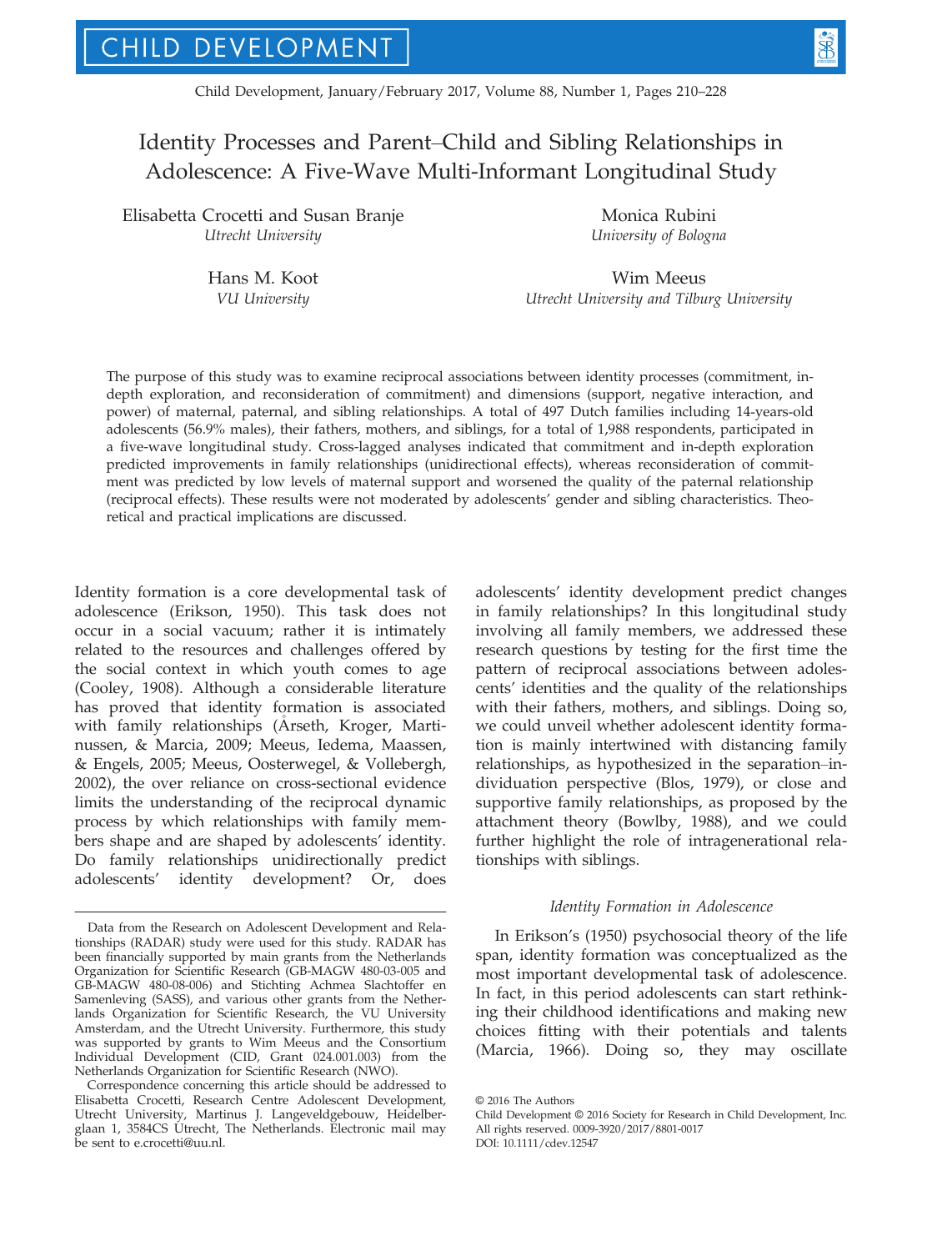# Identity Processes and Parent–Child and Sibling Relationships in Adolescence: A Five-Wave Multi-Informant Longitudinal Study

Elisabetta Crocetti and Susan Branje
*Utrecht University*

Monica Rubini
*University of Bologna*

Hans M. Koot
*VU University*

Wim Meeus
*Utrecht University and Tilburg University*

The purpose of this study was to examine reciprocal associations between identity processes (commitment, in-depth exploration, and reconsideration of commitment) and dimensions (support, negative interaction, and power) of maternal, paternal, and sibling relationships. A total of 497 Dutch families including 14-years-old adolescents (56.9% males), their fathers, mothers, and siblings, for a total of 1,988 respondents, participated in a five-wave longitudinal study. Cross-lagged analyses indicated that commitment and in-depth exploration predicted improvements in family relationships (unidirectional effects), whereas reconsideration of commitment was predicted by low levels of maternal support and worsened the quality of the paternal relationship (reciprocal effects). These results were not moderated by adolescents' gender and sibling characteristics. Theoretical and practical implications are discussed.

Identity formation is a core developmental task of adolescence (Erikson, 1950). This task does not occur in a social vacuum; rather it is intimately related to the resources and challenges offered by the social context in which youth comes to age (Cooley, 1908). Although a considerable literature has proved that identity formation is associated with family relationships (Årseth, Kroger, Martinussen, & Marcia, 2009; Meeus, Iedema, Maassen, & Engels, 2005; Meeus, Oosterwegel, & Vollebergh, 2002), the over reliance on cross-sectional evidence limits the understanding of the reciprocal dynamic process by which relationships with family members shape and are shaped by adolescents' identity. Do family relationships unidirectionally predict adolescents' identity development? Or, does adolescents' identity development predict changes in family relationships? In this longitudinal study involving all family members, we addressed these research questions by testing for the first time the pattern of reciprocal associations between adolescents' identities and the quality of the relationships with their fathers, mothers, and siblings. Doing so, we could unveil whether adolescent identity formation is mainly intertwined with distancing family relationships, as hypothesized in the separation–individuation perspective (Blos, 1979), or close and supportive family relationships, as proposed by the attachment theory (Bowlby, 1988), and we could further highlight the role of intragenerational relationships with siblings.

### Identity Formation in Adolescence

In Erikson's (1950) psychosocial theory of the life span, identity formation was conceptualized as the most important developmental task of adolescence. In fact, in this period adolescents can start rethinking their childhood identifications and making new choices fitting with their potentials and talents (Marcia, 1966). Doing so, they may oscillate

---

Data from the Research on Adolescent Development and Relationships (RADAR) study were used for this study. RADAR has been financially supported by main grants from the Netherlands Organization for Scientific Research (GB-MAGW 480-03-005 and GB-MAGW 480-08-006) and Stichting Achmea Slachtoffer en Samenleving (SASS), and various other grants from the Netherlands Organization for Scientific Research, the VU University Amsterdam, and the Utrecht University. Furthermore, this study was supported by grants to Wim Meeus and the Consortium Individual Development (CID, Grant 024.001.003) from the Netherlands Organization for Scientific Research (NWO).

Correspondence concerning this article should be addressed to Elisabetta Crocetti, Research Centre Adolescent Development, Utrecht University, Martinus J. Langeveldgebouw, Heidelberglaan 1, 3584CS Utrecht, The Netherlands. Electronic mail may be sent to e.crocetti@uu.nl.

© 2016 The Authors
Child Development © 2016 Society for Research in Child Development, Inc.
All rights reserved. 0009-3920/2017/8801-0017
DOI: 10.1111/cdev.12547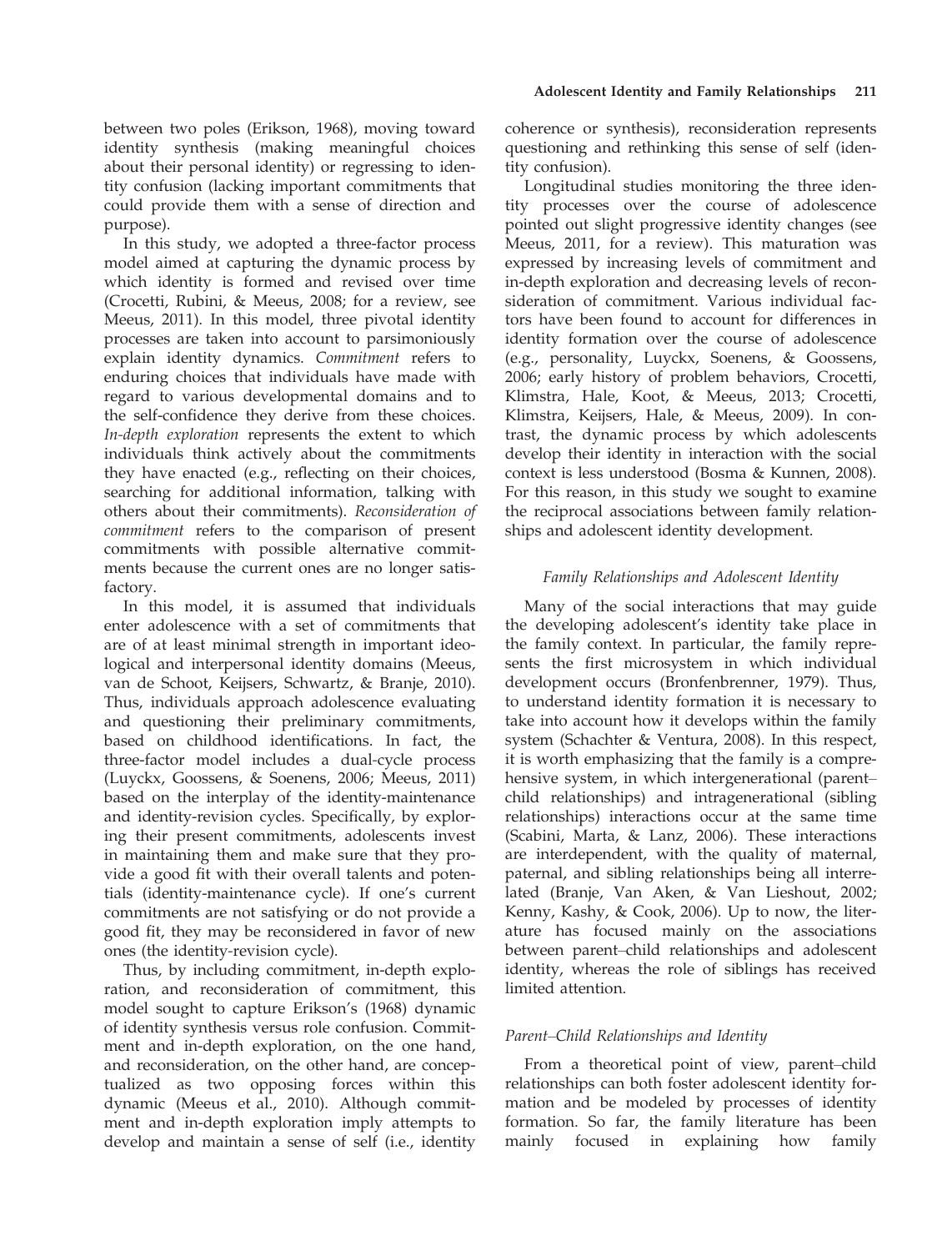between two poles (Erikson, 1968), moving toward identity synthesis (making meaningful choices about their personal identity) or regressing to identity confusion (lacking important commitments that could provide them with a sense of direction and purpose).

In this study, we adopted a three-factor process model aimed at capturing the dynamic process by which identity is formed and revised over time (Crocetti, Rubini, & Meeus, 2008; for a review, see Meeus, 2011). In this model, three pivotal identity processes are taken into account to parsimoniously explain identity dynamics. *Commitment* refers to enduring choices that individuals have made with regard to various developmental domains and to the self-confidence they derive from these choices. *In-depth exploration* represents the extent to which individuals think actively about the commitments they have enacted (e.g., reflecting on their choices, searching for additional information, talking with others about their commitments). *Reconsideration of commitment* refers to the comparison of present commitments with possible alternative commitments because the current ones are no longer satisfactory.

In this model, it is assumed that individuals enter adolescence with a set of commitments that are of at least minimal strength in important ideological and interpersonal identity domains (Meeus, van de Schoot, Keijsers, Schwartz, & Branje, 2010). Thus, individuals approach adolescence evaluating and questioning their preliminary commitments, based on childhood identifications. In fact, the three-factor model includes a dual-cycle process (Luyckx, Goossens, & Soenens, 2006; Meeus, 2011) based on the interplay of the identity-maintenance and identity-revision cycles. Specifically, by exploring their present commitments, adolescents invest in maintaining them and make sure that they provide a good fit with their overall talents and potentials (identity-maintenance cycle). If one's current commitments are not satisfying or do not provide a good fit, they may be reconsidered in favor of new ones (the identity-revision cycle).

Thus, by including commitment, in-depth exploration, and reconsideration of commitment, this model sought to capture Erikson's (1968) dynamic of identity synthesis versus role confusion. Commitment and in-depth exploration, on the one hand, and reconsideration, on the other hand, are conceptualized as two opposing forces within this dynamic (Meeus et al., 2010). Although commitment and in-depth exploration imply attempts to develop and maintain a sense of self (i.e., identity coherence or synthesis), reconsideration represents questioning and rethinking this sense of self (identity confusion).

Longitudinal studies monitoring the three identity processes over the course of adolescence pointed out slight progressive identity changes (see Meeus, 2011, for a review). This maturation was expressed by increasing levels of commitment and in-depth exploration and decreasing levels of reconsideration of commitment. Various individual factors have been found to account for differences in identity formation over the course of adolescence (e.g., personality, Luyckx, Soenens, & Goossens, 2006; early history of problem behaviors, Crocetti, Klimstra, Hale, Koot, & Meeus, 2013; Crocetti, Klimstra, Keijsers, Hale, & Meeus, 2009). In contrast, the dynamic process by which adolescents develop their identity in interaction with the social context is less understood (Bosma & Kunnen, 2008). For this reason, in this study we sought to examine the reciprocal associations between family relationships and adolescent identity development.

### *Family Relationships and Adolescent Identity*

Many of the social interactions that may guide the developing adolescent's identity take place in the family context. In particular, the family represents the first microsystem in which individual development occurs (Bronfenbrenner, 1979). Thus, to understand identity formation it is necessary to take into account how it develops within the family system (Schachter & Ventura, 2008). In this respect, it is worth emphasizing that the family is a comprehensive system, in which intergenerational (parent–child relationships) and intragenerational (sibling relationships) interactions occur at the same time (Scabini, Marta, & Lanz, 2006). These interactions are interdependent, with the quality of maternal, paternal, and sibling relationships being all interrelated (Branje, Van Aken, & Van Lieshout, 2002; Kenny, Kashy, & Cook, 2006). Up to now, the literature has focused mainly on the associations between parent–child relationships and adolescent identity, whereas the role of siblings has received limited attention.

### *Parent–Child Relationships and Identity*

From a theoretical point of view, parent–child relationships can both foster adolescent identity formation and be modeled by processes of identity formation. So far, the family literature has been mainly focused in explaining how family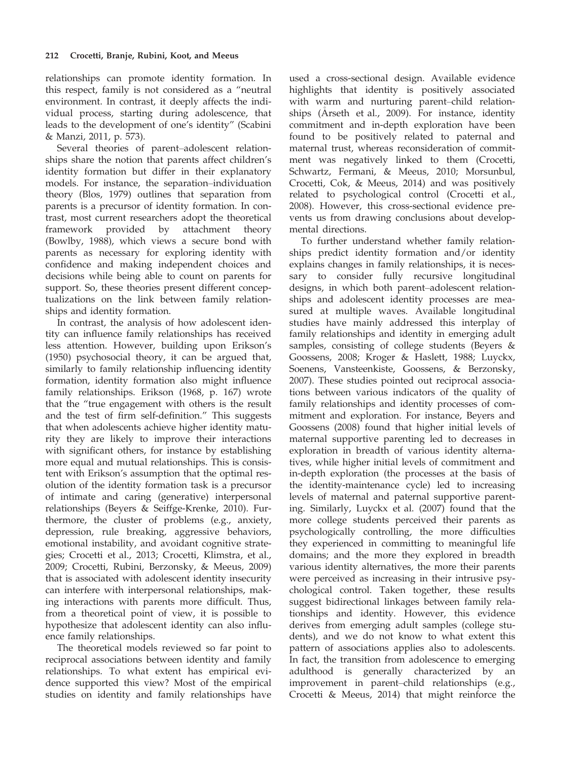relationships can promote identity formation. In this respect, family is not considered as a "neutral environment. In contrast, it deeply affects the individual process, starting during adolescence, that leads to the development of one's identity" (Scabini & Manzi, 2011, p. 573).

Several theories of parent–adolescent relationships share the notion that parents affect children's identity formation but differ in their explanatory models. For instance, the separation–individuation theory (Blos, 1979) outlines that separation from parents is a precursor of identity formation. In contrast, most current researchers adopt the theoretical framework provided by attachment theory (Bowlby, 1988), which views a secure bond with parents as necessary for exploring identity with confidence and making independent choices and decisions while being able to count on parents for support. So, these theories present different conceptualizations on the link between family relationships and identity formation.

In contrast, the analysis of how adolescent identity can influence family relationships has received less attention. However, building upon Erikson's (1950) psychosocial theory, it can be argued that, similarly to family relationship influencing identity formation, identity formation also might influence family relationships. Erikson (1968, p. 167) wrote that the "true engagement with others is the result and the test of firm self-definition." This suggests that when adolescents achieve higher identity maturity they are likely to improve their interactions with significant others, for instance by establishing more equal and mutual relationships. This is consistent with Erikson's assumption that the optimal resolution of the identity formation task is a precursor of intimate and caring (generative) interpersonal relationships (Beyers & Seiffge-Krenke, 2010). Furthermore, the cluster of problems (e.g., anxiety, depression, rule breaking, aggressive behaviors, emotional instability, and avoidant cognitive strategies; Crocetti et al., 2013; Crocetti, Klimstra, et al., 2009; Crocetti, Rubini, Berzonsky, & Meeus, 2009) that is associated with adolescent identity insecurity can interfere with interpersonal relationships, making interactions with parents more difficult. Thus, from a theoretical point of view, it is possible to hypothesize that adolescent identity can also influence family relationships.

The theoretical models reviewed so far point to reciprocal associations between identity and family relationships. To what extent has empirical evidence supported this view? Most of the empirical studies on identity and family relationships have used a cross-sectional design. Available evidence highlights that identity is positively associated with warm and nurturing parent–child relationships (Årseth et al., 2009). For instance, identity commitment and in-depth exploration have been found to be positively related to paternal and maternal trust, whereas reconsideration of commitment was negatively linked to them (Crocetti, Schwartz, Fermani, & Meeus, 2010; Morsunbul, Crocetti, Cok, & Meeus, 2014) and was positively related to psychological control (Crocetti et al., 2008). However, this cross-sectional evidence prevents us from drawing conclusions about developmental directions.

To further understand whether family relationships predict identity formation and/or identity explains changes in family relationships, it is necessary to consider fully recursive longitudinal designs, in which both parent–adolescent relationships and adolescent identity processes are measured at multiple waves. Available longitudinal studies have mainly addressed this interplay of family relationships and identity in emerging adult samples, consisting of college students (Beyers & Goossens, 2008; Kroger & Haslett, 1988; Luyckx, Soenens, Vansteenkiste, Goossens, & Berzonsky, 2007). These studies pointed out reciprocal associations between various indicators of the quality of family relationships and identity processes of commitment and exploration. For instance, Beyers and Goossens (2008) found that higher initial levels of maternal supportive parenting led to decreases in exploration in breadth of various identity alternatives, while higher initial levels of commitment and in-depth exploration (the processes at the basis of the identity-maintenance cycle) led to increasing levels of maternal and paternal supportive parenting. Similarly, Luyckx et al. (2007) found that the more college students perceived their parents as psychologically controlling, the more difficulties they experienced in committing to meaningful life domains; and the more they explored in breadth various identity alternatives, the more their parents were perceived as increasing in their intrusive psychological control. Taken together, these results suggest bidirectional linkages between family relationships and identity. However, this evidence derives from emerging adult samples (college students), and we do not know to what extent this pattern of associations applies also to adolescents. In fact, the transition from adolescence to emerging adulthood is generally characterized by an improvement in parent–child relationships (e.g., Crocetti & Meeus, 2014) that might reinforce the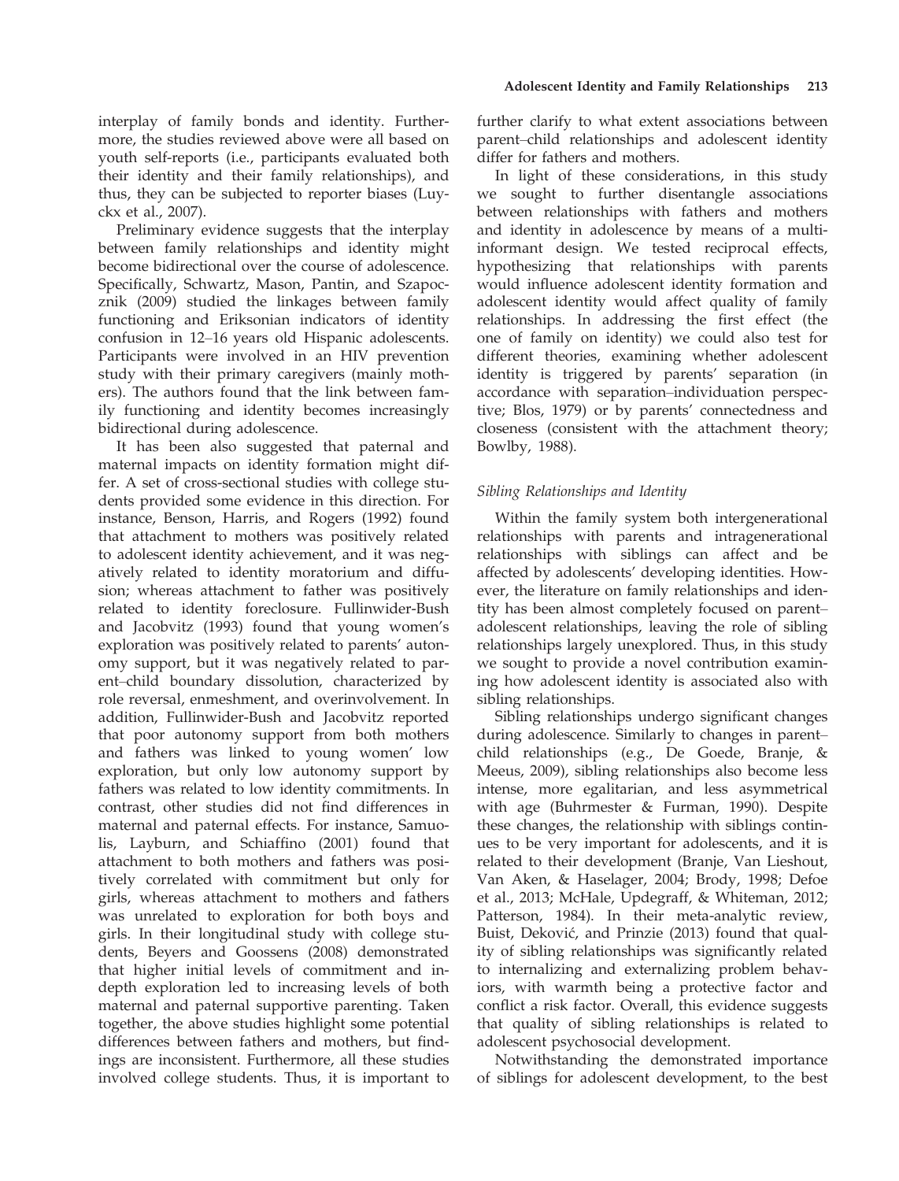interplay of family bonds and identity. Furthermore, the studies reviewed above were all based on youth self-reports (i.e., participants evaluated both their identity and their family relationships), and thus, they can be subjected to reporter biases (Luyckx et al., 2007).

Preliminary evidence suggests that the interplay between family relationships and identity might become bidirectional over the course of adolescence. Specifically, Schwartz, Mason, Pantin, and Szapocznik (2009) studied the linkages between family functioning and Eriksonian indicators of identity confusion in 12–16 years old Hispanic adolescents. Participants were involved in an HIV prevention study with their primary caregivers (mainly mothers). The authors found that the link between family functioning and identity becomes increasingly bidirectional during adolescence.

It has been also suggested that paternal and maternal impacts on identity formation might differ. A set of cross-sectional studies with college students provided some evidence in this direction. For instance, Benson, Harris, and Rogers (1992) found that attachment to mothers was positively related to adolescent identity achievement, and it was negatively related to identity moratorium and diffusion; whereas attachment to father was positively related to identity foreclosure. Fullinwider-Bush and Jacobvitz (1993) found that young women's exploration was positively related to parents' autonomy support, but it was negatively related to parent–child boundary dissolution, characterized by role reversal, enmeshment, and overinvolvement. In addition, Fullinwider-Bush and Jacobvitz reported that poor autonomy support from both mothers and fathers was linked to young women' low exploration, but only low autonomy support by fathers was related to low identity commitments. In contrast, other studies did not find differences in maternal and paternal effects. For instance, Samuolis, Layburn, and Schiaffino (2001) found that attachment to both mothers and fathers was positively correlated with commitment but only for girls, whereas attachment to mothers and fathers was unrelated to exploration for both boys and girls. In their longitudinal study with college students, Beyers and Goossens (2008) demonstrated that higher initial levels of commitment and in-depth exploration led to increasing levels of both maternal and paternal supportive parenting. Taken together, the above studies highlight some potential differences between fathers and mothers, but findings are inconsistent. Furthermore, all these studies involved college students. Thus, it is important to further clarify to what extent associations between parent–child relationships and adolescent identity differ for fathers and mothers.

In light of these considerations, in this study we sought to further disentangle associations between relationships with fathers and mothers and identity in adolescence by means of a multi-informant design. We tested reciprocal effects, hypothesizing that relationships with parents would influence adolescent identity formation and adolescent identity would affect quality of family relationships. In addressing the first effect (the one of family on identity) we could also test for different theories, examining whether adolescent identity is triggered by parents' separation (in accordance with separation–individuation perspective; Blos, 1979) or by parents' connectedness and closeness (consistent with the attachment theory; Bowlby, 1988).

### *Sibling Relationships and Identity*

Within the family system both intergenerational relationships with parents and intragenerational relationships with siblings can affect and be affected by adolescents' developing identities. However, the literature on family relationships and identity has been almost completely focused on parent–adolescent relationships, leaving the role of sibling relationships largely unexplored. Thus, in this study we sought to provide a novel contribution examining how adolescent identity is associated also with sibling relationships.

Sibling relationships undergo significant changes during adolescence. Similarly to changes in parent–child relationships (e.g., De Goede, Branje, & Meeus, 2009), sibling relationships also become less intense, more egalitarian, and less asymmetrical with age (Buhrmester & Furman, 1990). Despite these changes, the relationship with siblings continues to be very important for adolescents, and it is related to their development (Branje, Van Lieshout, Van Aken, & Haselager, 2004; Brody, 1998; Defoe et al., 2013; McHale, Updegraff, & Whiteman, 2012; Patterson, 1984). In their meta-analytic review, Buist, Deković, and Prinzie (2013) found that quality of sibling relationships was significantly related to internalizing and externalizing problem behaviors, with warmth being a protective factor and conflict a risk factor. Overall, this evidence suggests that quality of sibling relationships is related to adolescent psychosocial development.

Notwithstanding the demonstrated importance of siblings for adolescent development, to the best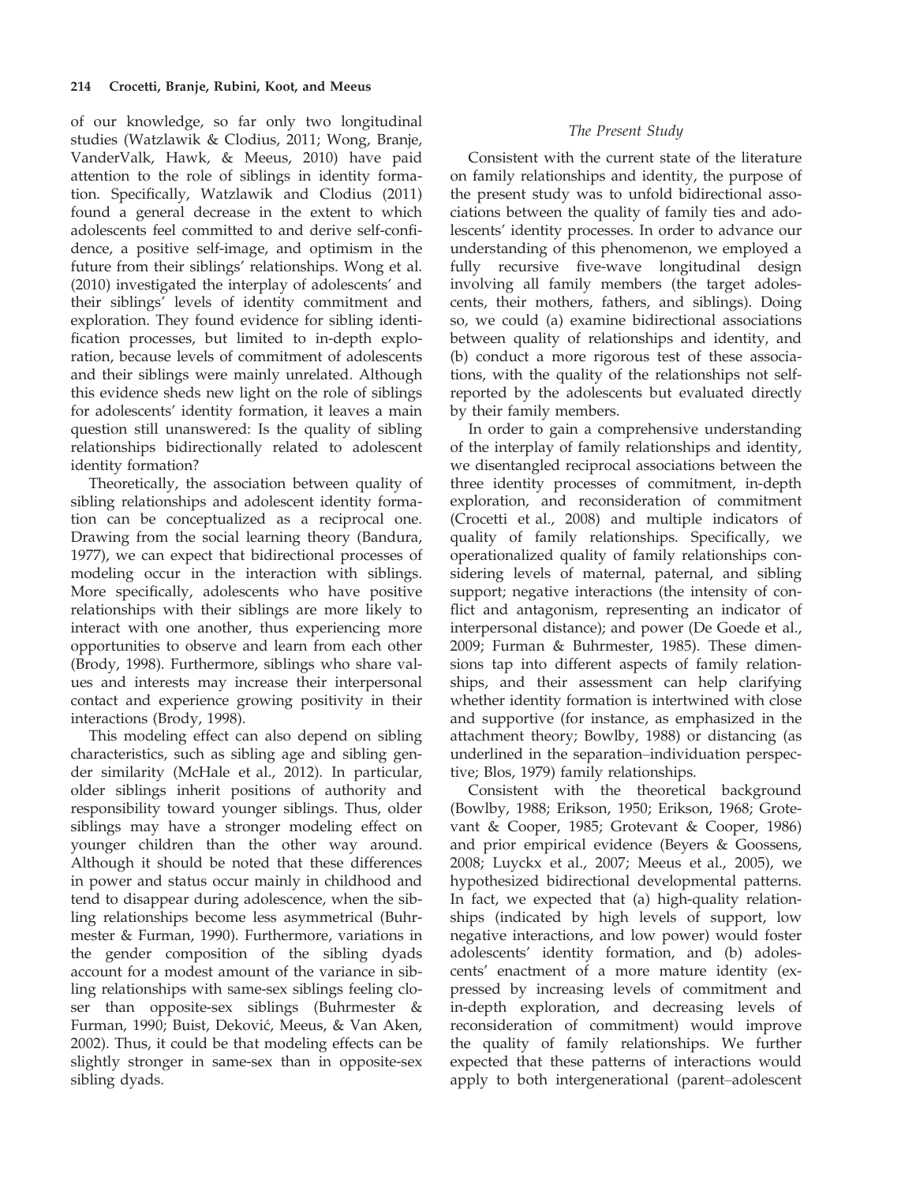of our knowledge, so far only two longitudinal studies (Watzlawik & Clodius, 2011; Wong, Branje, VanderValk, Hawk, & Meeus, 2010) have paid attention to the role of siblings in identity formation. Specifically, Watzlawik and Clodius (2011) found a general decrease in the extent to which adolescents feel committed to and derive self-confidence, a positive self-image, and optimism in the future from their siblings' relationships. Wong et al. (2010) investigated the interplay of adolescents' and their siblings' levels of identity commitment and exploration. They found evidence for sibling identification processes, but limited to in-depth exploration, because levels of commitment of adolescents and their siblings were mainly unrelated. Although this evidence sheds new light on the role of siblings for adolescents' identity formation, it leaves a main question still unanswered: Is the quality of sibling relationships bidirectionally related to adolescent identity formation?

Theoretically, the association between quality of sibling relationships and adolescent identity formation can be conceptualized as a reciprocal one. Drawing from the social learning theory (Bandura, 1977), we can expect that bidirectional processes of modeling occur in the interaction with siblings. More specifically, adolescents who have positive relationships with their siblings are more likely to interact with one another, thus experiencing more opportunities to observe and learn from each other (Brody, 1998). Furthermore, siblings who share values and interests may increase their interpersonal contact and experience growing positivity in their interactions (Brody, 1998).

This modeling effect can also depend on sibling characteristics, such as sibling age and sibling gender similarity (McHale et al., 2012). In particular, older siblings inherit positions of authority and responsibility toward younger siblings. Thus, older siblings may have a stronger modeling effect on younger children than the other way around. Although it should be noted that these differences in power and status occur mainly in childhood and tend to disappear during adolescence, when the sibling relationships become less asymmetrical (Buhrmester & Furman, 1990). Furthermore, variations in the gender composition of the sibling dyads account for a modest amount of the variance in sibling relationships with same-sex siblings feeling closer than opposite-sex siblings (Buhrmester & Furman, 1990; Buist, Deković, Meeus, & Van Aken, 2002). Thus, it could be that modeling effects can be slightly stronger in same-sex than in opposite-sex sibling dyads.

### *The Present Study*

Consistent with the current state of the literature on family relationships and identity, the purpose of the present study was to unfold bidirectional associations between the quality of family ties and adolescents' identity processes. In order to advance our understanding of this phenomenon, we employed a fully recursive five-wave longitudinal design involving all family members (the target adolescents, their mothers, fathers, and siblings). Doing so, we could (a) examine bidirectional associations between quality of relationships and identity, and (b) conduct a more rigorous test of these associations, with the quality of the relationships not self-reported by the adolescents but evaluated directly by their family members.

In order to gain a comprehensive understanding of the interplay of family relationships and identity, we disentangled reciprocal associations between the three identity processes of commitment, in-depth exploration, and reconsideration of commitment (Crocetti et al., 2008) and multiple indicators of quality of family relationships. Specifically, we operationalized quality of family relationships considering levels of maternal, paternal, and sibling support; negative interactions (the intensity of conflict and antagonism, representing an indicator of interpersonal distance); and power (De Goede et al., 2009; Furman & Buhrmester, 1985). These dimensions tap into different aspects of family relationships, and their assessment can help clarifying whether identity formation is intertwined with close and supportive (for instance, as emphasized in the attachment theory; Bowlby, 1988) or distancing (as underlined in the separation–individuation perspective; Blos, 1979) family relationships.

Consistent with the theoretical background (Bowlby, 1988; Erikson, 1950; Erikson, 1968; Grotevant & Cooper, 1985; Grotevant & Cooper, 1986) and prior empirical evidence (Beyers & Goossens, 2008; Luyckx et al., 2007; Meeus et al., 2005), we hypothesized bidirectional developmental patterns. In fact, we expected that (a) high-quality relationships (indicated by high levels of support, low negative interactions, and low power) would foster adolescents' identity formation, and (b) adolescents' enactment of a more mature identity (expressed by increasing levels of commitment and in-depth exploration, and decreasing levels of reconsideration of commitment) would improve the quality of family relationships. We further expected that these patterns of interactions would apply to both intergenerational (parent–adolescent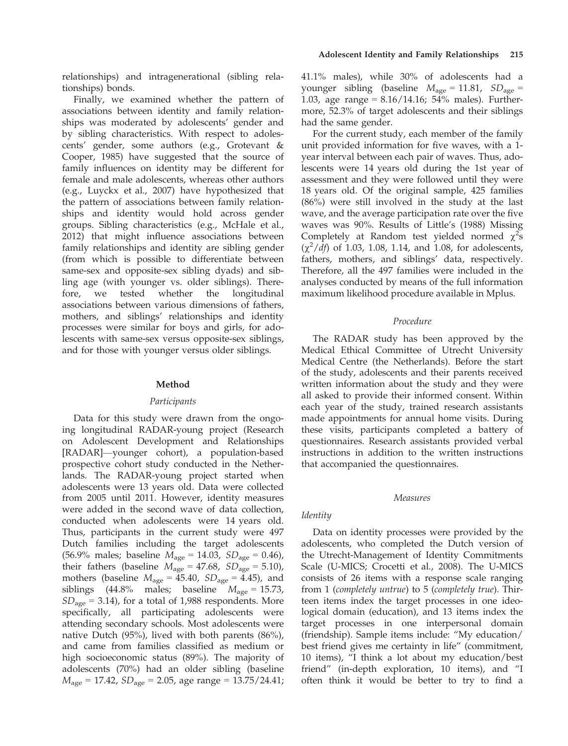relationships) and intragenerational (sibling relationships) bonds.

Finally, we examined whether the pattern of associations between identity and family relationships was moderated by adolescents' gender and by sibling characteristics. With respect to adolescents' gender, some authors (e.g., Grotevant & Cooper, 1985) have suggested that the source of family influences on identity may be different for female and male adolescents, whereas other authors (e.g., Luyckx et al., 2007) have hypothesized that the pattern of associations between family relationships and identity would hold across gender groups. Sibling characteristics (e.g., McHale et al., 2012) that might influence associations between family relationships and identity are sibling gender (from which is possible to differentiate between same-sex and opposite-sex sibling dyads) and sibling age (with younger vs. older siblings). Therefore, we tested whether the longitudinal associations between various dimensions of fathers, mothers, and siblings' relationships and identity processes were similar for boys and girls, for adolescents with same-sex versus opposite-sex siblings, and for those with younger versus older siblings.

## Method

### *Participants*

Data for this study were drawn from the ongoing longitudinal RADAR-young project (Research on Adolescent Development and Relationships [RADAR]—younger cohort), a population-based prospective cohort study conducted in the Netherlands. The RADAR-young project started when adolescents were 13 years old. Data were collected from 2005 until 2011. However, identity measures were added in the second wave of data collection, conducted when adolescents were 14 years old. Thus, participants in the current study were 497 Dutch families including the target adolescents (56.9% males; baseline $M_{\text{age}} = 14.03$, $SD_{\text{age}} = 0.46$), their fathers (baseline $M_{\text{age}} = 47.68$, $SD_{\text{age}} = 5.10$), mothers (baseline $M_{\text{age}} = 45.40$, $SD_{\text{age}} = 4.45$), and siblings (44.8% males; baseline $M_{\text{age}} = 15.73$, $SD_{\text{age}} = 3.14$), for a total of 1,988 respondents. More specifically, all participating adolescents were attending secondary schools. Most adolescents were native Dutch (95%), lived with both parents (86%), and came from families classified as medium or high socioeconomic status (89%). The majority of adolescents (70%) had an older sibling (baseline $M_{\text{age}} = 17.42$, $SD_{\text{age}} = 2.05$, age range = 13.75/24.41; 41.1% males), while 30% of adolescents had a younger sibling (baseline $M_{\text{age}} = 11.81$, $SD_{\text{age}} = 1.03$, age range = 8.16/14.16; 54% males). Furthermore, 52.3% of target adolescents and their siblings had the same gender.

For the current study, each member of the family unit provided information for five waves, with a 1-year interval between each pair of waves. Thus, adolescents were 14 years old during the 1st year of assessment and they were followed until they were 18 years old. Of the original sample, 425 families (86%) were still involved in the study at the last wave, and the average participation rate over the five waves was 90%. Results of Little's (1988) Missing Completely at Random test yielded normed $\chi^2$s ($\chi^2/df$) of 1.03, 1.08, 1.14, and 1.08, for adolescents, fathers, mothers, and siblings' data, respectively. Therefore, all the 497 families were included in the analyses conducted by means of the full information maximum likelihood procedure available in Mplus.

### *Procedure*

The RADAR study has been approved by the Medical Ethical Committee of Utrecht University Medical Centre (the Netherlands). Before the start of the study, adolescents and their parents received written information about the study and they were all asked to provide their informed consent. Within each year of the study, trained research assistants made appointments for annual home visits. During these visits, participants completed a battery of questionnaires. Research assistants provided verbal instructions in addition to the written instructions that accompanied the questionnaires.

### *Measures*

#### *Identity*

Data on identity processes were provided by the adolescents, who completed the Dutch version of the Utrecht-Management of Identity Commitments Scale (U-MICS; Crocetti et al., 2008). The U-MICS consists of 26 items with a response scale ranging from 1 (*completely untrue*) to 5 (*completely true*). Thirteen items index the target processes in one ideological domain (education), and 13 items index the target processes in one interpersonal domain (friendship). Sample items include: "My education/best friend gives me certainty in life" (commitment, 10 items), "I think a lot about my education/best friend" (in-depth exploration, 10 items), and "I often think it would be better to try to find a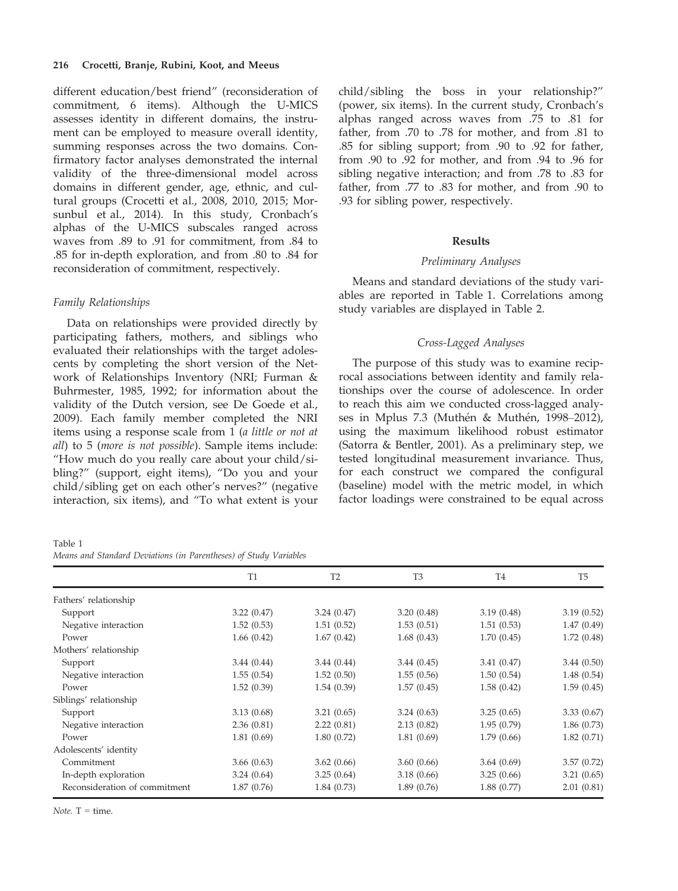different education/best friend" (reconsideration of commitment, 6 items). Although the U-MICS assesses identity in different domains, the instrument can be employed to measure overall identity, summing responses across the two domains. Confirmatory factor analyses demonstrated the internal validity of the three-dimensional model across domains in different gender, age, ethnic, and cultural groups (Crocetti et al., 2008, 2010, 2015; Morsunbul et al., 2014). In this study, Cronbach's alphas of the U-MICS subscales ranged across waves from .89 to .91 for commitment, from .84 to .85 for in-depth exploration, and from .80 to .84 for reconsideration of commitment, respectively.

### *Family Relationships*

Data on relationships were provided directly by participating fathers, mothers, and siblings who evaluated their relationships with the target adolescents by completing the short version of the Network of Relationships Inventory (NRI; Furman & Buhrmester, 1985, 1992; for information about the validity of the Dutch version, see De Goede et al., 2009). Each family member completed the NRI items using a response scale from 1 (*a little or not at all*) to 5 (*more is not possible*). Sample items include: "How much do you really care about your child/sibling?" (support, eight items), "Do you and your child/sibling get on each other's nerves?" (negative interaction, six items), and "To what extent is your child/sibling the boss in your relationship?" (power, six items). In the current study, Cronbach's alphas ranged across waves from .75 to .81 for father, from .70 to .78 for mother, and from .81 to .85 for sibling support; from .90 to .92 for father, from .90 to .92 for mother, and from .94 to .96 for sibling negative interaction; and from .78 to .83 for father, from .77 to .83 for mother, and from .90 to .93 for sibling power, respectively.

## Results

### *Preliminary Analyses*

Means and standard deviations of the study variables are reported in Table 1. Correlations among study variables are displayed in Table 2.

### *Cross-Lagged Analyses*

The purpose of this study was to examine reciprocal associations between identity and family relationships over the course of adolescence. In order to reach this aim we conducted cross-lagged analyses in Mplus 7.3 (Muthén & Muthén, 1998–2012), using the maximum likelihood robust estimator (Satorra & Bentler, 2001). As a preliminary step, we tested longitudinal measurement invariance. Thus, for each construct we compared the configural (baseline) model with the metric model, in which factor loadings were constrained to be equal across

Table 1
*Means and Standard Deviations (in Parentheses) of Study Variables*

| | T1 | T2 | T3 | T4 | T5 |
|---|---|---|---|---|---|
| Fathers' relationship | | | | | |
| Support | 3.22 (0.47) | 3.24 (0.47) | 3.20 (0.48) | 3.19 (0.48) | 3.19 (0.52) |
| Negative interaction | 1.52 (0.53) | 1.51 (0.52) | 1.53 (0.51) | 1.51 (0.53) | 1.47 (0.49) |
| Power | 1.66 (0.42) | 1.67 (0.42) | 1.68 (0.43) | 1.70 (0.45) | 1.72 (0.48) |
| Mothers' relationship | | | | | |
| Support | 3.44 (0.44) | 3.44 (0.44) | 3.44 (0.45) | 3.41 (0.47) | 3.44 (0.50) |
| Negative interaction | 1.55 (0.54) | 1.52 (0.50) | 1.55 (0.56) | 1.50 (0.54) | 1.48 (0.54) |
| Power | 1.52 (0.39) | 1.54 (0.39) | 1.57 (0.45) | 1.58 (0.42) | 1.59 (0.45) |
| Siblings' relationship | | | | | |
| Support | 3.13 (0.68) | 3.21 (0.65) | 3.24 (0.63) | 3.25 (0.65) | 3.33 (0.67) |
| Negative interaction | 2.36 (0.81) | 2.22 (0.81) | 2.13 (0.82) | 1.95 (0.79) | 1.86 (0.73) |
| Power | 1.81 (0.69) | 1.80 (0.72) | 1.81 (0.69) | 1.79 (0.66) | 1.82 (0.71) |
| Adolescents' identity | | | | | |
| Commitment | 3.66 (0.63) | 3.62 (0.66) | 3.60 (0.66) | 3.64 (0.69) | 3.57 (0.72) |
| In-depth exploration | 3.24 (0.64) | 3.25 (0.64) | 3.18 (0.66) | 3.25 (0.66) | 3.21 (0.65) |
| Reconsideration of commitment | 1.87 (0.76) | 1.84 (0.73) | 1.89 (0.76) | 1.88 (0.77) | 2.01 (0.81) |

*Note.* T = time.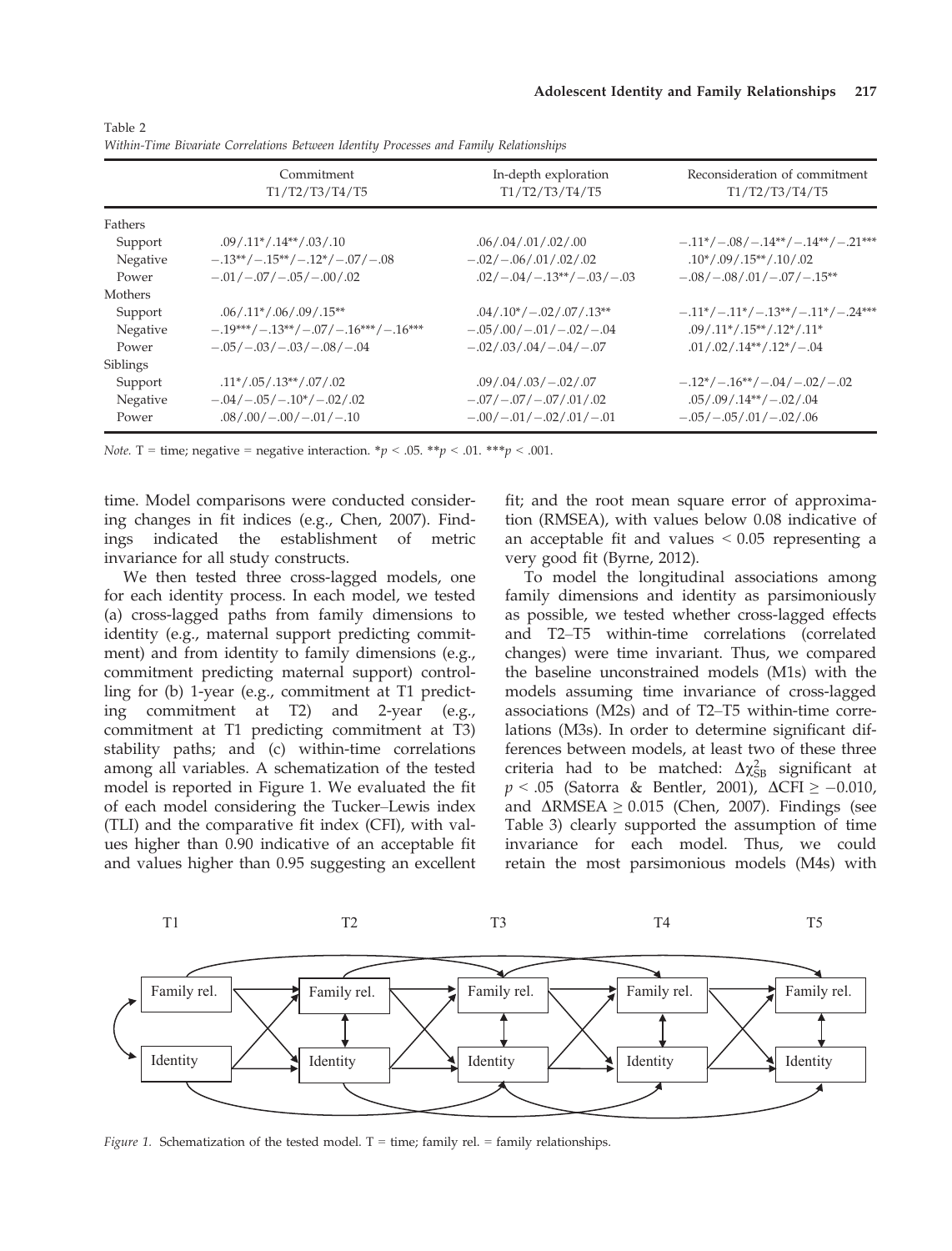Table 2
*Within-Time Bivariate Correlations Between Identity Processes and Family Relationships*

| | Commitment T1/T2/T3/T4/T5 | In-depth exploration T1/T2/T3/T4/T5 | Reconsideration of commitment T1/T2/T3/T4/T5 |
|---|---|---|---|
| Fathers | | | |
| Support | .09/.11*/.14**/.03/.10 | .06/.04/.01/.02/.00 | −.11*/−.08/−.14**/−.14**/−.21*** |
| Negative | −.13**/−.15**/−.12*/−.07/−.08 | −.02/−.06/.01/.02/.02 | .10*/.09/.15**/.10/.02 |
| Power | −.01/−.07/−.05/−.00/.02 | .02/−.04/−.13**/−.03/−.03 | −.08/−.08/.01/−.07/−.15** |
| Mothers | | | |
| Support | .06/.11*/.06/.09/.15** | .04/.10*/−.02/.07/.13** | −.11*/−.11*/−.13**/−.11*/−.24*** |
| Negative | −.19***/−.13**/−.07/−.16***/−.16*** | −.05/.00/−.01/−.02/−.04 | .09/.11*/.15**/.12*/.11* |
| Power | −.05/−.03/−.03/−.08/−.04 | −.02/.03/.04/−.04/−.07 | .01/.02/.14**/.12*/−.04 |
| Siblings | | | |
| Support | .11*/.05/.13**/.07/.02 | .09/.04/.03/−.02/.07 | −.12*/−.16**/−.04/−.02/−.02 |
| Negative | −.04/−.05/−.10*/−.02/.02 | −.07/−.07/−.07/.01/.02 | .05/.09/.14**/−.02/.04 |
| Power | .08/.00/−.00/−.01/−.10 | −.00/−.01/−.02/.01/−.01 | −.05/−.05/.01/−.02/.06 |

*Note.* T = time; negative = negative interaction. \*$p < .05$. \*\*$p < .01$. \*\*\*$p < .001$.

time. Model comparisons were conducted considering changes in fit indices (e.g., Chen, 2007). Findings indicated the establishment of metric invariance for all study constructs.

We then tested three cross-lagged models, one for each identity process. In each model, we tested (a) cross-lagged paths from family dimensions to identity (e.g., maternal support predicting commitment) and from identity to family dimensions (e.g., commitment predicting maternal support) controlling for (b) 1-year (e.g., commitment at T1 predicting commitment at T2) and 2-year (e.g., commitment at T1 predicting commitment at T3) stability paths; and (c) within-time correlations among all variables. A schematization of the tested model is reported in Figure 1. We evaluated the fit of each model considering the Tucker–Lewis index (TLI) and the comparative fit index (CFI), with values higher than 0.90 indicative of an acceptable fit and values higher than 0.95 suggesting an excellent fit; and the root mean square error of approximation (RMSEA), with values below 0.08 indicative of an acceptable fit and values < 0.05 representing a very good fit (Byrne, 2012).

To model the longitudinal associations among family dimensions and identity as parsimoniously as possible, we tested whether cross-lagged effects and T2–T5 within-time correlations (correlated changes) were time invariant. Thus, we compared the baseline unconstrained models (M1s) with the models assuming time invariance of cross-lagged associations (M2s) and of T2–T5 within-time correlations (M3s). In order to determine significant differences between models, at least two of these three criteria had to be matched: $\Delta\chi^2_{SB}$ significant at $p < .05$ (Satorra & Bentler, 2001), $\Delta\text{CFI} \geq -0.010$, and $\Delta\text{RMSEA} \geq 0.015$ (Chen, 2007). Findings (see Table 3) clearly supported the assumption of time invariance for each model. Thus, we could retain the most parsimonious models (M4s) with

T1 T2 T3 T4 T5

Family rel. Family rel. Family rel. Family rel. Family rel.

Identity Identity Identity Identity Identity

*Figure 1.* Schematization of the tested model. T = time; family rel. = family relationships.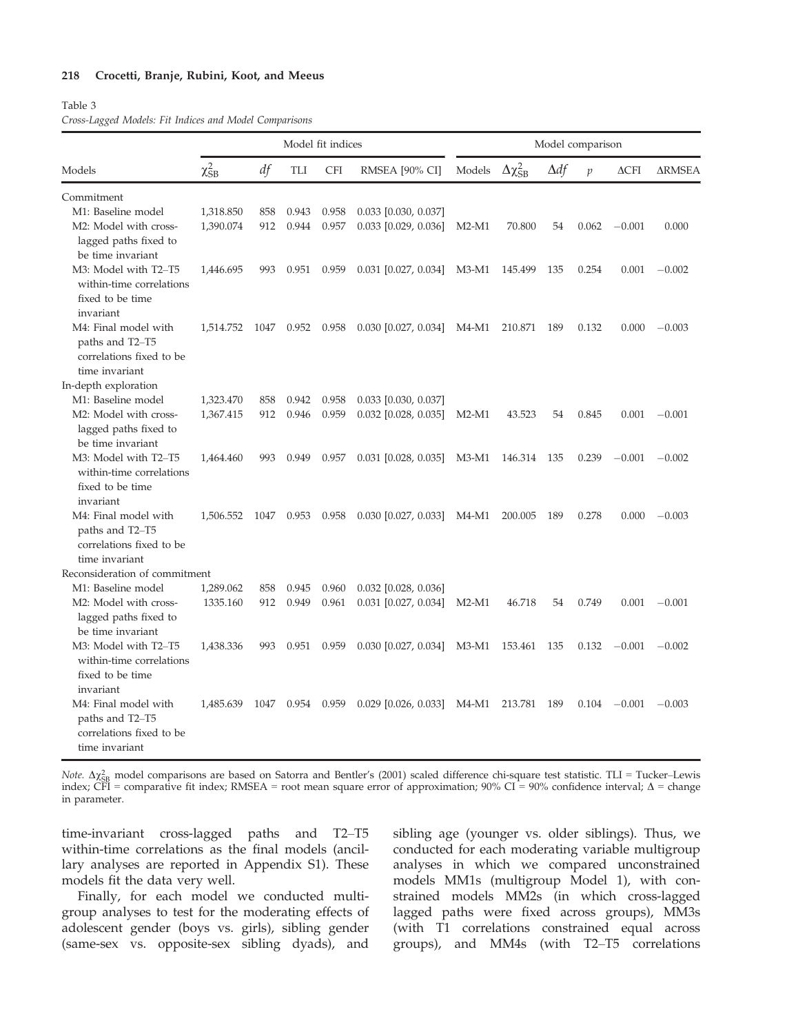Table 3
*Cross-Lagged Models: Fit Indices and Model Comparisons*

| | Model fit indices | | | | | Model comparison | | | | | |
|---|---|---|---|---|---|---|---|---|---|---|---|
| Models | $\chi^2_{SB}$ | *df* | TLI | CFI | RMSEA [90% CI] | Models | $\Delta\chi^2_{SB}$ | $\Delta df$ | *p* | ΔCFI | ΔRMSEA |
| Commitment | | | | | | | | | | | |
| M1: Baseline model | 1,318.850 | 858 | 0.943 | 0.958 | 0.033 [0.030, 0.037] | | | | | | |
| M2: Model with cross-lagged paths fixed to be time invariant | 1,390.074 | 912 | 0.944 | 0.957 | 0.033 [0.029, 0.036] | M2-M1 | 70.800 | 54 | 0.062 | −0.001 | 0.000 |
| M3: Model with T2–T5 within-time correlations fixed to be time invariant | 1,446.695 | 993 | 0.951 | 0.959 | 0.031 [0.027, 0.034] | M3-M1 | 145.499 | 135 | 0.254 | 0.001 | −0.002 |
| M4: Final model with paths and T2–T5 correlations fixed to be time invariant | 1,514.752 | 1047 | 0.952 | 0.958 | 0.030 [0.027, 0.034] | M4-M1 | 210.871 | 189 | 0.132 | 0.000 | −0.003 |
| In-depth exploration | | | | | | | | | | | |
| M1: Baseline model | 1,323.470 | 858 | 0.942 | 0.958 | 0.033 [0.030, 0.037] | | | | | | |
| M2: Model with cross-lagged paths fixed to be time invariant | 1,367.415 | 912 | 0.946 | 0.959 | 0.032 [0.028, 0.035] | M2-M1 | 43.523 | 54 | 0.845 | 0.001 | −0.001 |
| M3: Model with T2–T5 within-time correlations fixed to be time invariant | 1,464.460 | 993 | 0.949 | 0.957 | 0.031 [0.028, 0.035] | M3-M1 | 146.314 | 135 | 0.239 | −0.001 | −0.002 |
| M4: Final model with paths and T2–T5 correlations fixed to be time invariant | 1,506.552 | 1047 | 0.953 | 0.958 | 0.030 [0.027, 0.033] | M4-M1 | 200.005 | 189 | 0.278 | 0.000 | −0.003 |
| Reconsideration of commitment | | | | | | | | | | | |
| M1: Baseline model | 1,289.062 | 858 | 0.945 | 0.960 | 0.032 [0.028, 0.036] | | | | | | |
| M2: Model with cross-lagged paths fixed to be time invariant | 1335.160 | 912 | 0.949 | 0.961 | 0.031 [0.027, 0.034] | M2-M1 | 46.718 | 54 | 0.749 | 0.001 | −0.001 |
| M3: Model with T2–T5 within-time correlations fixed to be time invariant | 1,438.336 | 993 | 0.951 | 0.959 | 0.030 [0.027, 0.034] | M3-M1 | 153.461 | 135 | 0.132 | −0.001 | −0.002 |
| M4: Final model with paths and T2–T5 correlations fixed to be time invariant | 1,485.639 | 1047 | 0.954 | 0.959 | 0.029 [0.026, 0.033] | M4-M1 | 213.781 | 189 | 0.104 | −0.001 | −0.003 |

*Note.* $\Delta\chi^2_{SB}$ model comparisons are based on Satorra and Bentler's (2001) scaled difference chi-square test statistic. TLI = Tucker–Lewis index; CFI = comparative fit index; RMSEA = root mean square error of approximation; 90% CI = 90% confidence interval; Δ = change in parameter.

time-invariant cross-lagged paths and T2–T5 within-time correlations as the final models (ancillary analyses are reported in Appendix S1). These models fit the data very well.

Finally, for each model we conducted multigroup analyses to test for the moderating effects of adolescent gender (boys vs. girls), sibling gender (same-sex vs. opposite-sex sibling dyads), and sibling age (younger vs. older siblings). Thus, we conducted for each moderating variable multigroup analyses in which we compared unconstrained models MM1s (multigroup Model 1), with constrained models MM2s (in which cross-lagged lagged paths were fixed across groups), MM3s (with T1 correlations constrained equal across groups), and MM4s (with T2–T5 correlations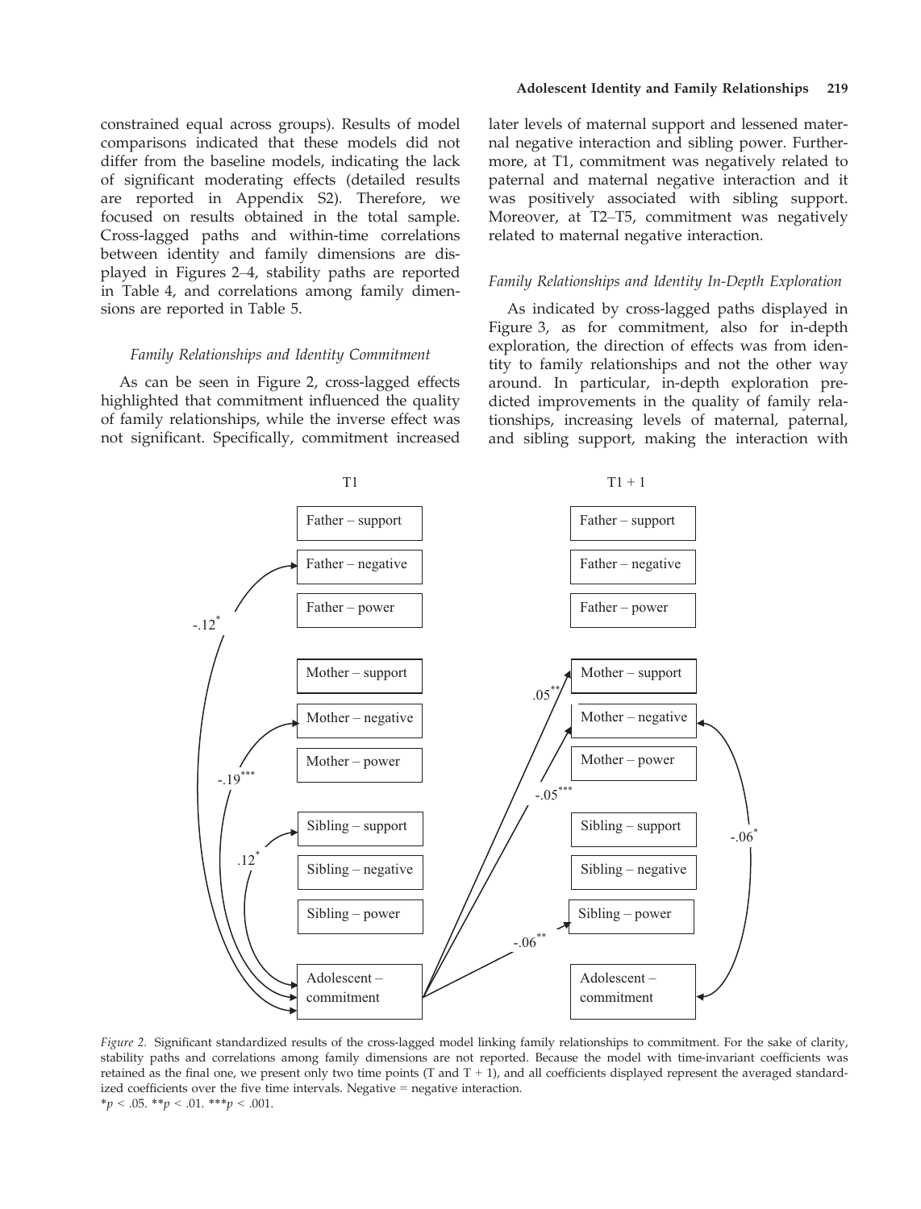constrained equal across groups). Results of model comparisons indicated that these models did not differ from the baseline models, indicating the lack of significant moderating effects (detailed results are reported in Appendix S2). Therefore, we focused on results obtained in the total sample. Cross-lagged paths and within-time correlations between identity and family dimensions are displayed in Figures 2–4, stability paths are reported in Table 4, and correlations among family dimensions are reported in Table 5.

### *Family Relationships and Identity Commitment*

As can be seen in Figure 2, cross-lagged effects highlighted that commitment influenced the quality of family relationships, while the inverse effect was not significant. Specifically, commitment increased later levels of maternal support and lessened maternal negative interaction and sibling power. Furthermore, at T1, commitment was negatively related to paternal and maternal negative interaction and it was positively associated with sibling support. Moreover, at T2–T5, commitment was negatively related to maternal negative interaction.

### *Family Relationships and Identity In-Depth Exploration*

As indicated by cross-lagged paths displayed in Figure 3, as for commitment, also for in-depth exploration, the direction of effects was from identity to family relationships and not the other way around. In particular, in-depth exploration predicted improvements in the quality of family relationships, increasing levels of maternal, paternal, and sibling support, making the interaction with

T1

Father – support
Father – negative
Father – power
Mother – support
Mother – negative
Mother – power
Sibling – support
Sibling – negative
Sibling – power
Adolescent – commitment

T1 + 1

Father – support
Father – negative
Father – power
Mother – support
Mother – negative
Mother – power
Sibling – support
Sibling – negative
Sibling – power
Adolescent – commitment

-.12*
-.19***
.12*
.05**
-.05***
-.06**
-.06*

*Figure 2.* Significant standardized results of the cross-lagged model linking family relationships to commitment. For the sake of clarity, stability paths and correlations among family dimensions are not reported. Because the model with time-invariant coefficients was retained as the final one, we present only two time points (T and T + 1), and all coefficients displayed represent the averaged standardized coefficients over the five time intervals. Negative = negative interaction.
\*$p < .05$. \*\*$p < .01$. \*\*\*$p < .001$.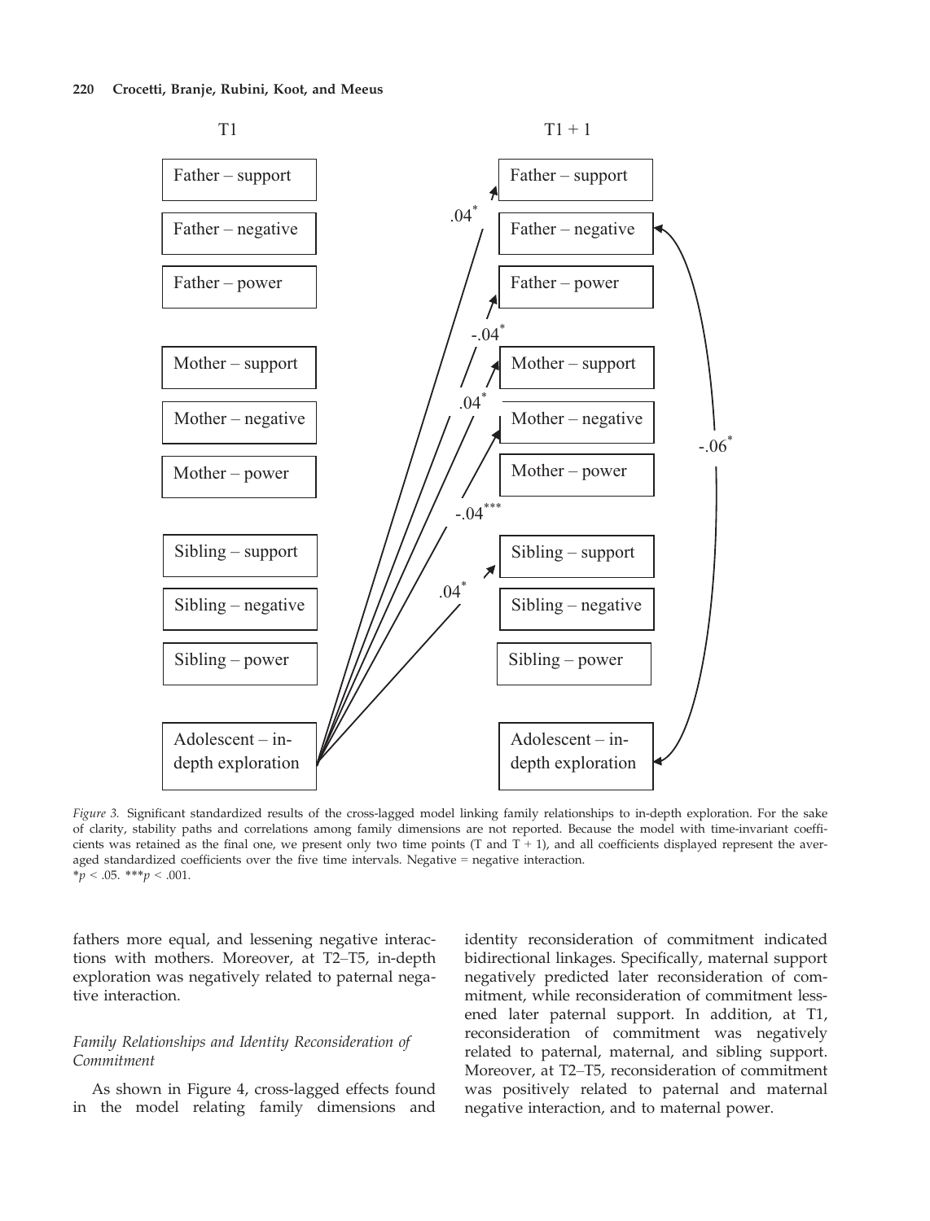T1

T1 + 1

Father – support

Father – negative

Father – power

Mother – support

Mother – negative

Mother – power

Sibling – support

Sibling – negative

Sibling – power

Adolescent – in-depth exploration

Father – support

Father – negative

Father – power

Mother – support

Mother – negative

Mother – power

Sibling – support

Sibling – negative

Sibling – power

Adolescent – in-depth exploration

.04*

-.04*

.04*

-.04***

.04*

-.06*

*Figure 3.* Significant standardized results of the cross-lagged model linking family relationships to in-depth exploration. For the sake of clarity, stability paths and correlations among family dimensions are not reported. Because the model with time-invariant coefficients was retained as the final one, we present only two time points (T and T + 1), and all coefficients displayed represent the averaged standardized coefficients over the five time intervals. Negative = negative interaction.
*$p < .05$. ***$p < .001$.

fathers more equal, and lessening negative interactions with mothers. Moreover, at T2–T5, in-depth exploration was negatively related to paternal negative interaction.

### *Family Relationships and Identity Reconsideration of Commitment*

As shown in Figure 4, cross-lagged effects found in the model relating family dimensions and identity reconsideration of commitment indicated bidirectional linkages. Specifically, maternal support negatively predicted later reconsideration of commitment, while reconsideration of commitment lessened later paternal support. In addition, at T1, reconsideration of commitment was negatively related to paternal, maternal, and sibling support. Moreover, at T2–T5, reconsideration of commitment was positively related to paternal and maternal negative interaction, and to maternal power.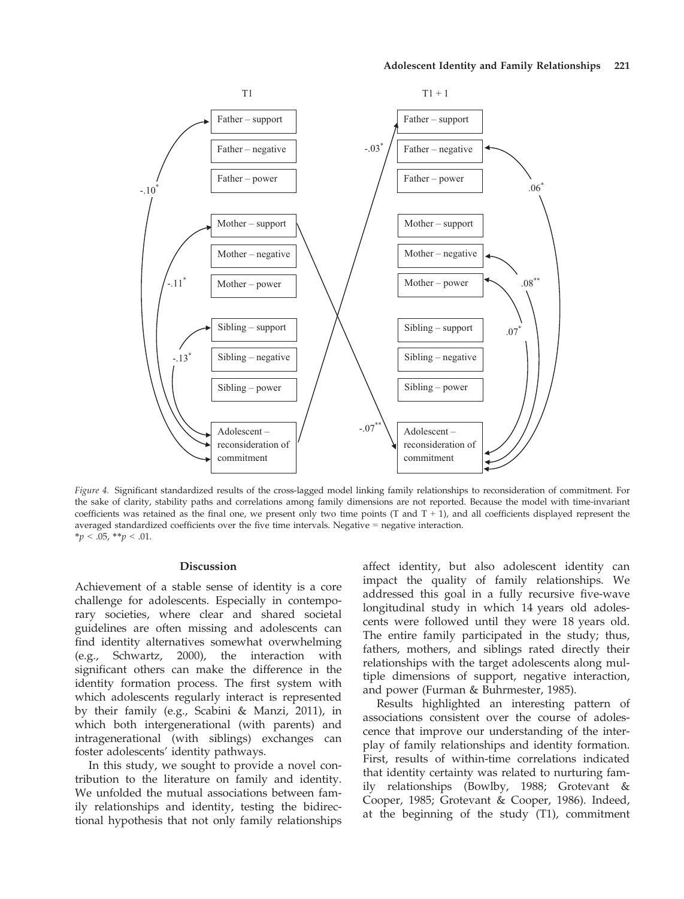T1

T1 + 1

Father – support

Father – negative

Father – power

Mother – support

Mother – negative

Mother – power

Sibling – support

Sibling – negative

Sibling – power

Adolescent – reconsideration of commitment

-.10*

-.11*

-.13*

-.03*

-.07**

.06*

.08**

.07*

*Figure 4.* Significant standardized results of the cross-lagged model linking family relationships to reconsideration of commitment. For the sake of clarity, stability paths and correlations among family dimensions are not reported. Because the model with time-invariant coefficients was retained as the final one, we present only two time points (T and T + 1), and all coefficients displayed represent the averaged standardized coefficients over the five time intervals. Negative = negative interaction.
$^*p < .05$, $^{**}p < .01$.

## Discussion

Achievement of a stable sense of identity is a core challenge for adolescents. Especially in contemporary societies, where clear and shared societal guidelines are often missing and adolescents can find identity alternatives somewhat overwhelming (e.g., Schwartz, 2000), the interaction with significant others can make the difference in the identity formation process. The first system with which adolescents regularly interact is represented by their family (e.g., Scabini & Manzi, 2011), in which both intergenerational (with parents) and intragenerational (with siblings) exchanges can foster adolescents' identity pathways.

In this study, we sought to provide a novel contribution to the literature on family and identity. We unfolded the mutual associations between family relationships and identity, testing the bidirectional hypothesis that not only family relationships affect identity, but also adolescent identity can impact the quality of family relationships. We addressed this goal in a fully recursive five-wave longitudinal study in which 14 years old adolescents were followed until they were 18 years old. The entire family participated in the study; thus, fathers, mothers, and siblings rated directly their relationships with the target adolescents along multiple dimensions of support, negative interaction, and power (Furman & Buhrmester, 1985).

Results highlighted an interesting pattern of associations consistent over the course of adolescence that improve our understanding of the interplay of family relationships and identity formation. First, results of within-time correlations indicated that identity certainty was related to nurturing family relationships (Bowlby, 1988; Grotevant & Cooper, 1985; Grotevant & Cooper, 1986). Indeed, at the beginning of the study (T1), commitment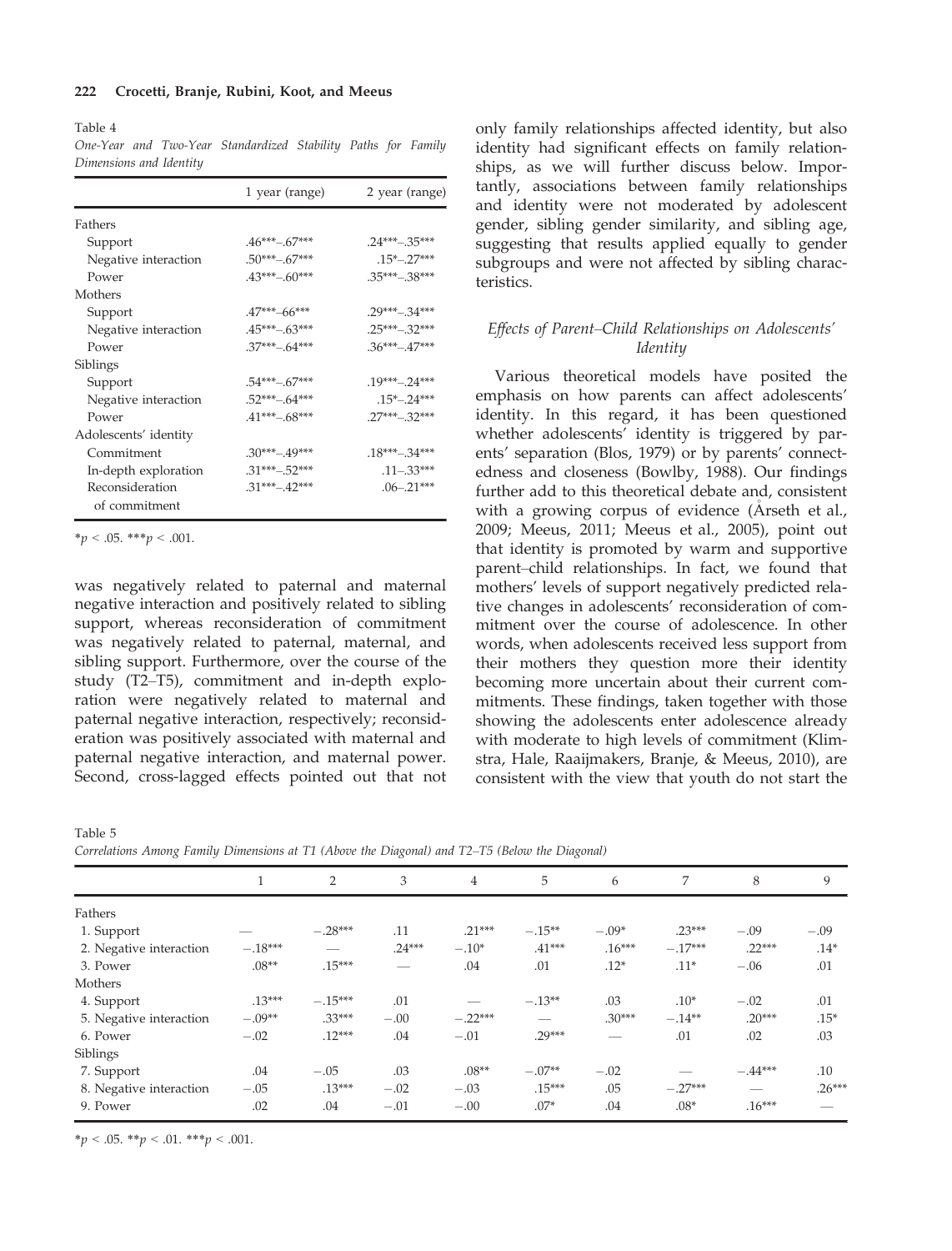Table 4

*One-Year and Two-Year Standardized Stability Paths for Family Dimensions and Identity*

| | 1 year (range) | 2 year (range) |
|---|---|---|
| Fathers | | |
| Support | .46***–.67*** | .24***–.35*** |
| Negative interaction | .50***–.67*** | .15*–.27*** |
| Power | .43***–.60*** | .35***–.38*** |
| Mothers | | |
| Support | .47***–66*** | .29***–.34*** |
| Negative interaction | .45***–.63*** | .25***–.32*** |
| Power | .37***–.64*** | .36***–.47*** |
| Siblings | | |
| Support | .54***–.67*** | .19***–.24*** |
| Negative interaction | .52***–.64*** | .15*–.24*** |
| Power | .41***–.68*** | .27***–.32*** |
| Adolescents' identity | | |
| Commitment | .30***–.49*** | .18***–.34*** |
| In-depth exploration | .31***–.52*** | .11–.33*** |
| Reconsideration of commitment | .31***–.42*** | .06–.21*** |

*$p < .05$. ***$p < .001$.

was negatively related to paternal and maternal negative interaction and positively related to sibling support, whereas reconsideration of commitment was negatively related to paternal, maternal, and sibling support. Furthermore, over the course of the study (T2–T5), commitment and in-depth exploration were negatively related to maternal and paternal negative interaction, respectively; reconsideration was positively associated with maternal and paternal negative interaction, and maternal power. Second, cross-lagged effects pointed out that not only family relationships affected identity, but also identity had significant effects on family relationships, as we will further discuss below. Importantly, associations between family relationships and identity were not moderated by adolescent gender, sibling gender similarity, and sibling age, suggesting that results applied equally to gender subgroups and were not affected by sibling characteristics.

### *Effects of Parent–Child Relationships on Adolescents' Identity*

Various theoretical models have posited the emphasis on how parents can affect adolescents' identity. In this regard, it has been questioned whether adolescents' identity is triggered by parents' separation (Blos, 1979) or by parents' connectedness and closeness (Bowlby, 1988). Our findings further add to this theoretical debate and, consistent with a growing corpus of evidence (Årseth et al., 2009; Meeus, 2011; Meeus et al., 2005), point out that identity is promoted by warm and supportive parent–child relationships. In fact, we found that mothers' levels of support negatively predicted relative changes in adolescents' reconsideration of commitment over the course of adolescence. In other words, when adolescents received less support from their mothers they question more their identity becoming more uncertain about their current commitments. These findings, taken together with those showing the adolescents enter adolescence already with moderate to high levels of commitment (Klimstra, Hale, Raaijmakers, Branje, & Meeus, 2010), are consistent with the view that youth do not start the

Table 5

*Correlations Among Family Dimensions at T1 (Above the Diagonal) and T2–T5 (Below the Diagonal)*

| | 1 | 2 | 3 | 4 | 5 | 6 | 7 | 8 | 9 |
|---|---|---|---|---|---|---|---|---|---|
| Fathers | | | | | | | | | |
| 1. Support | — | −.28*** | .11 | .21*** | −.15** | −.09* | .23*** | −.09 | −.09 |
| 2. Negative interaction | −.18*** | — | .24*** | −.10* | .41*** | .16*** | −.17*** | .22*** | .14* |
| 3. Power | .08** | .15*** | — | .04 | .01 | .12* | .11* | −.06 | .01 |
| Mothers | | | | | | | | | |
| 4. Support | .13*** | −.15*** | .01 | — | −.13** | .03 | .10* | −.02 | .01 |
| 5. Negative interaction | −.09** | .33*** | −.00 | −.22*** | — | .30*** | −.14** | .20*** | .15* |
| 6. Power | −.02 | .12*** | .04 | −.01 | .29*** | — | .01 | .02 | .03 |
| Siblings | | | | | | | | | |
| 7. Support | .04 | −.05 | .03 | .08** | −.07** | −.02 | — | −.44*** | .10 |
| 8. Negative interaction | −.05 | .13*** | −.02 | −.03 | .15*** | .05 | −.27*** | — | .26*** |
| 9. Power | .02 | .04 | −.01 | −.00 | .07* | .04 | .08* | .16*** | — |

*$p < .05$. **$p < .01$. ***$p < .001$.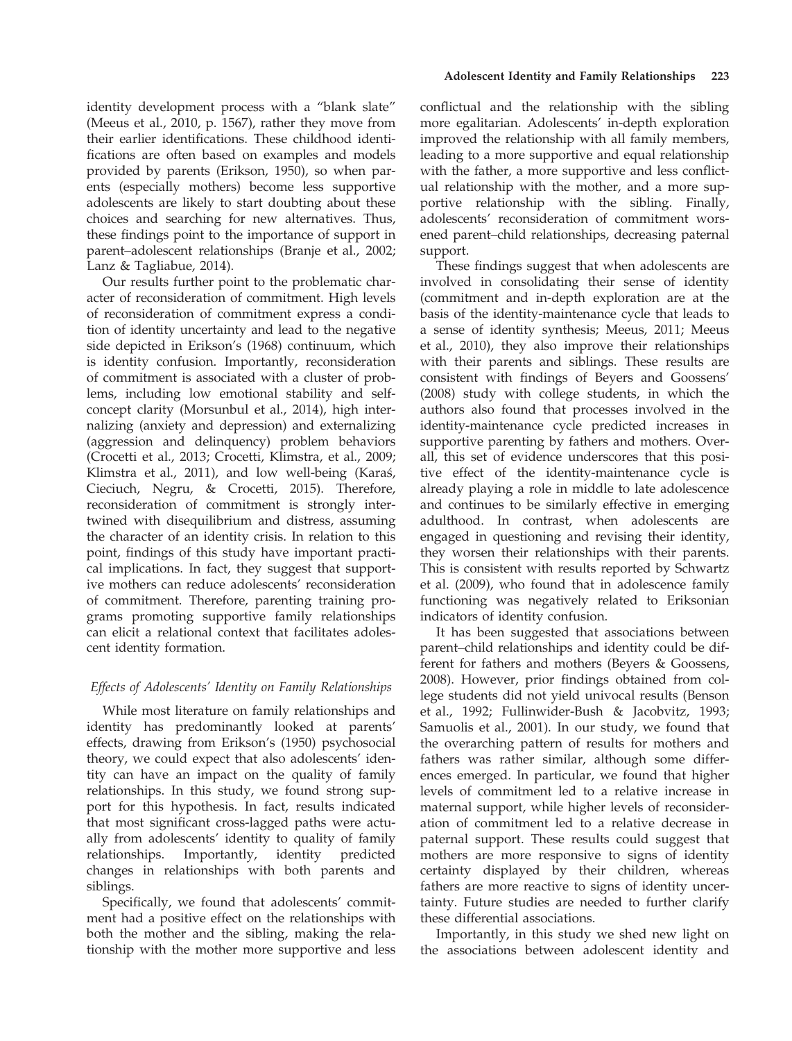identity development process with a "blank slate" (Meeus et al., 2010, p. 1567), rather they move from their earlier identifications. These childhood identifications are often based on examples and models provided by parents (Erikson, 1950), so when parents (especially mothers) become less supportive adolescents are likely to start doubting about these choices and searching for new alternatives. Thus, these findings point to the importance of support in parent–adolescent relationships (Branje et al., 2002; Lanz & Tagliabue, 2014).

Our results further point to the problematic character of reconsideration of commitment. High levels of reconsideration of commitment express a condition of identity uncertainty and lead to the negative side depicted in Erikson's (1968) continuum, which is identity confusion. Importantly, reconsideration of commitment is associated with a cluster of problems, including low emotional stability and self-concept clarity (Morsunbul et al., 2014), high internalizing (anxiety and depression) and externalizing (aggression and delinquency) problem behaviors (Crocetti et al., 2013; Crocetti, Klimstra, et al., 2009; Klimstra et al., 2011), and low well-being (Karaś, Cieciuch, Negru, & Crocetti, 2015). Therefore, reconsideration of commitment is strongly intertwined with disequilibrium and distress, assuming the character of an identity crisis. In relation to this point, findings of this study have important practical implications. In fact, they suggest that supportive mothers can reduce adolescents' reconsideration of commitment. Therefore, parenting training programs promoting supportive family relationships can elicit a relational context that facilitates adolescent identity formation.

### *Effects of Adolescents' Identity on Family Relationships*

While most literature on family relationships and identity has predominantly looked at parents' effects, drawing from Erikson's (1950) psychosocial theory, we could expect that also adolescents' identity can have an impact on the quality of family relationships. In this study, we found strong support for this hypothesis. In fact, results indicated that most significant cross-lagged paths were actually from adolescents' identity to quality of family relationships. Importantly, identity predicted changes in relationships with both parents and siblings.

Specifically, we found that adolescents' commitment had a positive effect on the relationships with both the mother and the sibling, making the relationship with the mother more supportive and less conflictual and the relationship with the sibling more egalitarian. Adolescents' in-depth exploration improved the relationship with all family members, leading to a more supportive and equal relationship with the father, a more supportive and less conflictual relationship with the mother, and a more supportive relationship with the sibling. Finally, adolescents' reconsideration of commitment worsened parent–child relationships, decreasing paternal support.

These findings suggest that when adolescents are involved in consolidating their sense of identity (commitment and in-depth exploration are at the basis of the identity-maintenance cycle that leads to a sense of identity synthesis; Meeus, 2011; Meeus et al., 2010), they also improve their relationships with their parents and siblings. These results are consistent with findings of Beyers and Goossens' (2008) study with college students, in which the authors also found that processes involved in the identity-maintenance cycle predicted increases in supportive parenting by fathers and mothers. Overall, this set of evidence underscores that this positive effect of the identity-maintenance cycle is already playing a role in middle to late adolescence and continues to be similarly effective in emerging adulthood. In contrast, when adolescents are engaged in questioning and revising their identity, they worsen their relationships with their parents. This is consistent with results reported by Schwartz et al. (2009), who found that in adolescence family functioning was negatively related to Eriksonian indicators of identity confusion.

It has been suggested that associations between parent–child relationships and identity could be different for fathers and mothers (Beyers & Goossens, 2008). However, prior findings obtained from college students did not yield univocal results (Benson et al., 1992; Fullinwider-Bush & Jacobvitz, 1993; Samuolis et al., 2001). In our study, we found that the overarching pattern of results for mothers and fathers was rather similar, although some differences emerged. In particular, we found that higher levels of commitment led to a relative increase in maternal support, while higher levels of reconsideration of commitment led to a relative decrease in paternal support. These results could suggest that mothers are more responsive to signs of identity certainty displayed by their children, whereas fathers are more reactive to signs of identity uncertainty. Future studies are needed to further clarify these differential associations.

Importantly, in this study we shed new light on the associations between adolescent identity and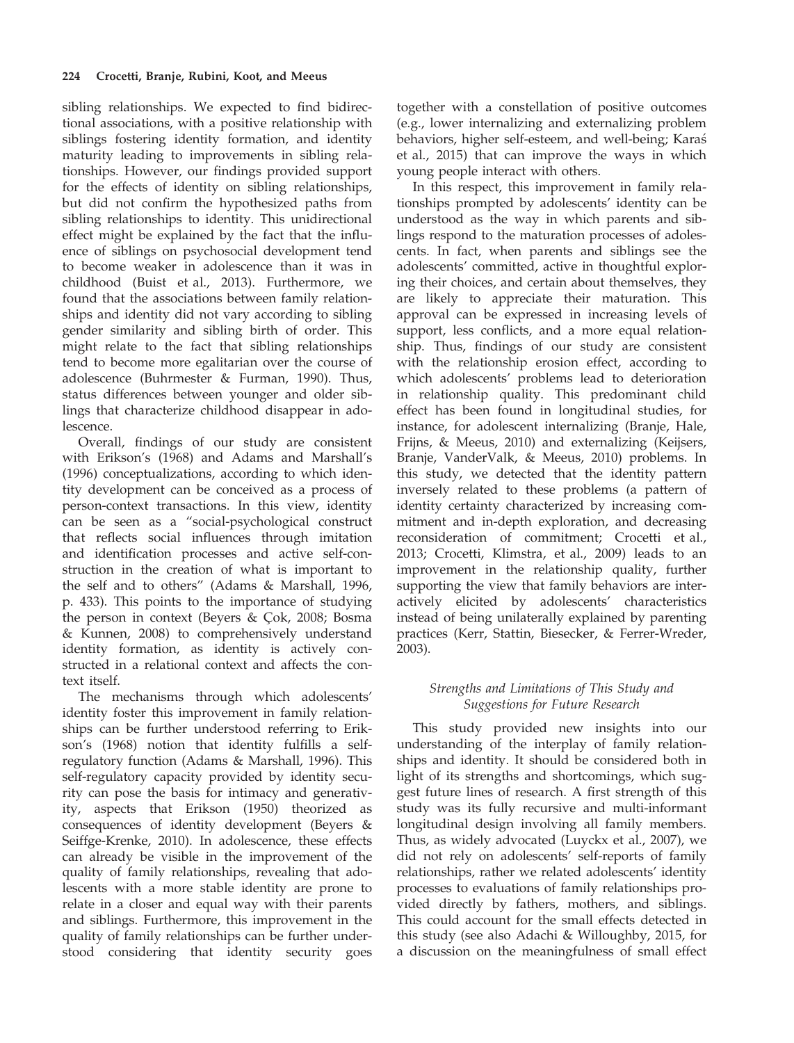sibling relationships. We expected to find bidirectional associations, with a positive relationship with siblings fostering identity formation, and identity maturity leading to improvements in sibling relationships. However, our findings provided support for the effects of identity on sibling relationships, but did not confirm the hypothesized paths from sibling relationships to identity. This unidirectional effect might be explained by the fact that the influence of siblings on psychosocial development tend to become weaker in adolescence than it was in childhood (Buist et al., 2013). Furthermore, we found that the associations between family relationships and identity did not vary according to sibling gender similarity and sibling birth of order. This might relate to the fact that sibling relationships tend to become more egalitarian over the course of adolescence (Buhrmester & Furman, 1990). Thus, status differences between younger and older siblings that characterize childhood disappear in adolescence.

Overall, findings of our study are consistent with Erikson's (1968) and Adams and Marshall's (1996) conceptualizations, according to which identity development can be conceived as a process of person-context transactions. In this view, identity can be seen as a "social-psychological construct that reflects social influences through imitation and identification processes and active self-construction in the creation of what is important to the self and to others" (Adams & Marshall, 1996, p. 433). This points to the importance of studying the person in context (Beyers & Çok, 2008; Bosma & Kunnen, 2008) to comprehensively understand identity formation, as identity is actively constructed in a relational context and affects the context itself.

The mechanisms through which adolescents' identity foster this improvement in family relationships can be further understood referring to Erikson's (1968) notion that identity fulfills a self-regulatory function (Adams & Marshall, 1996). This self-regulatory capacity provided by identity security can pose the basis for intimacy and generativity, aspects that Erikson (1950) theorized as consequences of identity development (Beyers & Seiffge-Krenke, 2010). In adolescence, these effects can already be visible in the improvement of the quality of family relationships, revealing that adolescents with a more stable identity are prone to relate in a closer and equal way with their parents and siblings. Furthermore, this improvement in the quality of family relationships can be further understood considering that identity security goes together with a constellation of positive outcomes (e.g., lower internalizing and externalizing problem behaviors, higher self-esteem, and well-being; Karaś et al., 2015) that can improve the ways in which young people interact with others.

In this respect, this improvement in family relationships prompted by adolescents' identity can be understood as the way in which parents and siblings respond to the maturation processes of adolescents. In fact, when parents and siblings see the adolescents' committed, active in thoughtful exploring their choices, and certain about themselves, they are likely to appreciate their maturation. This approval can be expressed in increasing levels of support, less conflicts, and a more equal relationship. Thus, findings of our study are consistent with the relationship erosion effect, according to which adolescents' problems lead to deterioration in relationship quality. This predominant child effect has been found in longitudinal studies, for instance, for adolescent internalizing (Branje, Hale, Frijns, & Meeus, 2010) and externalizing (Keijsers, Branje, VanderValk, & Meeus, 2010) problems. In this study, we detected that the identity pattern inversely related to these problems (a pattern of identity certainty characterized by increasing commitment and in-depth exploration, and decreasing reconsideration of commitment; Crocetti et al., 2013; Crocetti, Klimstra, et al., 2009) leads to an improvement in the relationship quality, further supporting the view that family behaviors are interactively elicited by adolescents' characteristics instead of being unilaterally explained by parenting practices (Kerr, Stattin, Biesecker, & Ferrer-Wreder, 2003).

### *Strengths and Limitations of This Study and Suggestions for Future Research*

This study provided new insights into our understanding of the interplay of family relationships and identity. It should be considered both in light of its strengths and shortcomings, which suggest future lines of research. A first strength of this study was its fully recursive and multi-informant longitudinal design involving all family members. Thus, as widely advocated (Luyckx et al., 2007), we did not rely on adolescents' self-reports of family relationships, rather we related adolescents' identity processes to evaluations of family relationships provided directly by fathers, mothers, and siblings. This could account for the small effects detected in this study (see also Adachi & Willoughby, 2015, for a discussion on the meaningfulness of small effect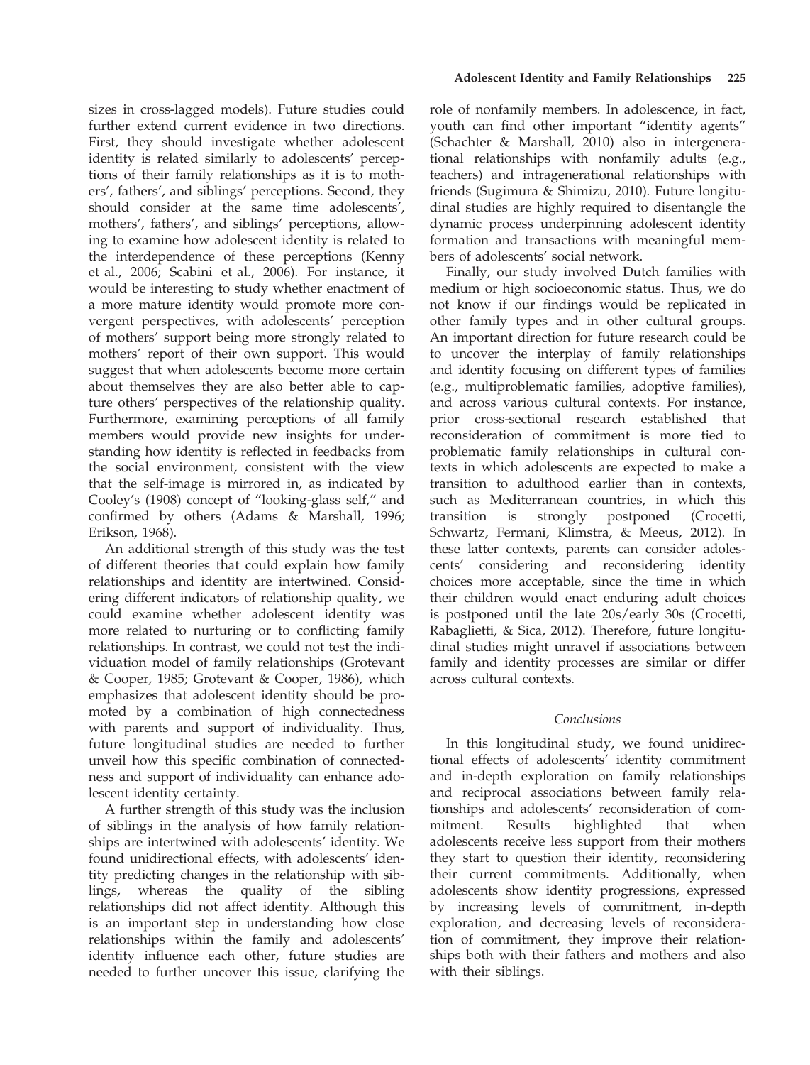sizes in cross-lagged models). Future studies could further extend current evidence in two directions. First, they should investigate whether adolescent identity is related similarly to adolescents' perceptions of their family relationships as it is to mothers', fathers', and siblings' perceptions. Second, they should consider at the same time adolescents', mothers', fathers', and siblings' perceptions, allowing to examine how adolescent identity is related to the interdependence of these perceptions (Kenny et al., 2006; Scabini et al., 2006). For instance, it would be interesting to study whether enactment of a more mature identity would promote more convergent perspectives, with adolescents' perception of mothers' support being more strongly related to mothers' report of their own support. This would suggest that when adolescents become more certain about themselves they are also better able to capture others' perspectives of the relationship quality. Furthermore, examining perceptions of all family members would provide new insights for understanding how identity is reflected in feedbacks from the social environment, consistent with the view that the self-image is mirrored in, as indicated by Cooley's (1908) concept of "looking-glass self," and confirmed by others (Adams & Marshall, 1996; Erikson, 1968).

An additional strength of this study was the test of different theories that could explain how family relationships and identity are intertwined. Considering different indicators of relationship quality, we could examine whether adolescent identity was more related to nurturing or to conflicting family relationships. In contrast, we could not test the individuation model of family relationships (Grotevant & Cooper, 1985; Grotevant & Cooper, 1986), which emphasizes that adolescent identity should be promoted by a combination of high connectedness with parents and support of individuality. Thus, future longitudinal studies are needed to further unveil how this specific combination of connectedness and support of individuality can enhance adolescent identity certainty.

A further strength of this study was the inclusion of siblings in the analysis of how family relationships are intertwined with adolescents' identity. We found unidirectional effects, with adolescents' identity predicting changes in the relationship with siblings, whereas the quality of the sibling relationships did not affect identity. Although this is an important step in understanding how close relationships within the family and adolescents' identity influence each other, future studies are needed to further uncover this issue, clarifying the role of nonfamily members. In adolescence, in fact, youth can find other important "identity agents" (Schachter & Marshall, 2010) also in intergenerational relationships with nonfamily adults (e.g., teachers) and intragenerational relationships with friends (Sugimura & Shimizu, 2010). Future longitudinal studies are highly required to disentangle the dynamic process underpinning adolescent identity formation and transactions with meaningful members of adolescents' social network.

Finally, our study involved Dutch families with medium or high socioeconomic status. Thus, we do not know if our findings would be replicated in other family types and in other cultural groups. An important direction for future research could be to uncover the interplay of family relationships and identity focusing on different types of families (e.g., multiproblematic families, adoptive families), and across various cultural contexts. For instance, prior cross-sectional research established that reconsideration of commitment is more tied to problematic family relationships in cultural contexts in which adolescents are expected to make a transition to adulthood earlier than in contexts, such as Mediterranean countries, in which this transition is strongly postponed (Crocetti, Schwartz, Fermani, Klimstra, & Meeus, 2012). In these latter contexts, parents can consider adolescents' considering and reconsidering identity choices more acceptable, since the time in which their children would enact enduring adult choices is postponed until the late 20s/early 30s (Crocetti, Rabaglietti, & Sica, 2012). Therefore, future longitudinal studies might unravel if associations between family and identity processes are similar or differ across cultural contexts.

### *Conclusions*

In this longitudinal study, we found unidirectional effects of adolescents' identity commitment and in-depth exploration on family relationships and reciprocal associations between family relationships and adolescents' reconsideration of commitment. Results highlighted that when adolescents receive less support from their mothers they start to question their identity, reconsidering their current commitments. Additionally, when adolescents show identity progressions, expressed by increasing levels of commitment, in-depth exploration, and decreasing levels of reconsideration of commitment, they improve their relationships both with their fathers and mothers and also with their siblings.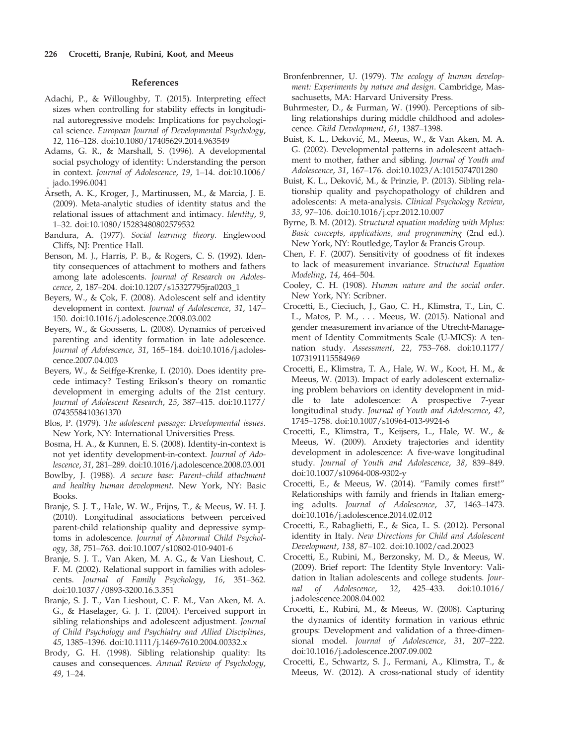## References

Adachi, P., & Willoughby, T. (2015). Interpreting effect sizes when controlling for stability effects in longitudinal autoregressive models: Implications for psychological science. *European Journal of Developmental Psychology*, *12*, 116–128. doi:10.1080/17405629.2014.963549

Adams, G. R., & Marshall, S. (1996). A developmental social psychology of identity: Understanding the person in context. *Journal of Adolescence*, *19*, 1–14. doi:10.1006/jado.1996.0041

Årseth, A. K., Kroger, J., Martinussen, M., & Marcia, J. E. (2009). Meta-analytic studies of identity status and the relational issues of attachment and intimacy. *Identity*, *9*, 1–32. doi:10.1080/15283480802579532

Bandura, A. (1977). *Social learning theory*. Englewood Cliffs, NJ: Prentice Hall.

Benson, M. J., Harris, P. B., & Rogers, C. S. (1992). Identity consequences of attachment to mothers and fathers among late adolescents. *Journal of Research on Adolescence*, *2*, 187–204. doi:10.1207/s15327795jra0203_1

Beyers, W., & Çok, F. (2008). Adolescent self and identity development in context. *Journal of Adolescence*, *31*, 147–150. doi:10.1016/j.adolescence.2008.03.002

Beyers, W., & Goossens, L. (2008). Dynamics of perceived parenting and identity formation in late adolescence. *Journal of Adolescence*, *31*, 165–184. doi:10.1016/j.adolescence.2007.04.003

Beyers, W., & Seiffge-Krenke, I. (2010). Does identity precede intimacy? Testing Erikson's theory on romantic development in emerging adults of the 21st century. *Journal of Adolescent Research*, *25*, 387–415. doi:10.1177/0743558410361370

Blos, P. (1979). *The adolescent passage: Developmental issues*. New York, NY: International Universities Press.

Bosma, H. A., & Kunnen, E. S. (2008). Identity-in-context is not yet identity development-in-context. *Journal of Adolescence*, *31*, 281–289. doi:10.1016/j.adolescence.2008.03.001

Bowlby, J. (1988). *A secure base: Parent–child attachment and healthy human development*. New York, NY: Basic Books.

Branje, S. J. T., Hale, W. W., Frijns, T., & Meeus, W. H. J. (2010). Longitudinal associations between perceived parent-child relationship quality and depressive symptoms in adolescence. *Journal of Abnormal Child Psychology*, *38*, 751–763. doi:10.1007/s10802-010-9401-6

Branje, S. J. T., Van Aken, M. A. G., & Van Lieshout, C. F. M. (2002). Relational support in families with adolescents. *Journal of Family Psychology*, *16*, 351–362. doi:10.1037//0893-3200.16.3.351

Branje, S. J. T., Van Lieshout, C. F. M., Van Aken, M. A. G., & Haselager, G. J. T. (2004). Perceived support in sibling relationships and adolescent adjustment. *Journal of Child Psychology and Psychiatry and Allied Disciplines*, *45*, 1385–1396. doi:10.1111/j.1469-7610.2004.00332.x

Brody, G. H. (1998). Sibling relationship quality: Its causes and consequences. *Annual Review of Psychology*, *49*, 1–24.

Bronfenbrenner, U. (1979). *The ecology of human development: Experiments by nature and design*. Cambridge, Massachusetts, MA: Harvard University Press.

Buhrmester, D., & Furman, W. (1990). Perceptions of sibling relationships during middle childhood and adolescence. *Child Development*, *61*, 1387–1398.

Buist, K. L., Deković, M., Meeus, W., & Van Aken, M. A. G. (2002). Developmental patterns in adolescent attachment to mother, father and sibling. *Journal of Youth and Adolescence*, *31*, 167–176. doi:10.1023/A:1015074701280

Buist, K. L., Deković, M., & Prinzie, P. (2013). Sibling relationship quality and psychopathology of children and adolescents: A meta-analysis. *Clinical Psychology Review*, *33*, 97–106. doi:10.1016/j.cpr.2012.10.007

Byrne, B. M. (2012). *Structural equation modeling with Mplus: Basic concepts, applications, and programming* (2nd ed.). New York, NY: Routledge, Taylor & Francis Group.

Chen, F. F. (2007). Sensitivity of goodness of fit indexes to lack of measurement invariance. *Structural Equation Modeling*, *14*, 464–504.

Cooley, C. H. (1908). *Human nature and the social order*. New York, NY: Scribner.

Crocetti, E., Cieciuch, J., Gao, C. H., Klimstra, T., Lin, C. L., Matos, P. M., . . . Meeus, W. (2015). National and gender measurement invariance of the Utrecht-Management of Identity Commitments Scale (U-MICS): A ten-nation study. *Assessment*, *22*, 753–768. doi:10.1177/1073191115584969

Crocetti, E., Klimstra, T. A., Hale, W. W., Koot, H. M., & Meeus, W. (2013). Impact of early adolescent externalizing problem behaviors on identity development in middle to late adolescence: A prospective 7-year longitudinal study. *Journal of Youth and Adolescence*, *42*, 1745–1758. doi:10.1007/s10964-013-9924-6

Crocetti, E., Klimstra, T., Keijsers, L., Hale, W. W., & Meeus, W. (2009). Anxiety trajectories and identity development in adolescence: A five-wave longitudinal study. *Journal of Youth and Adolescence*, *38*, 839–849. doi:10.1007/s10964-008-9302-y

Crocetti, E., & Meeus, W. (2014). "Family comes first!" Relationships with family and friends in Italian emerging adults. *Journal of Adolescence*, *37*, 1463–1473. doi:10.1016/j.adolescence.2014.02.012

Crocetti, E., Rabaglietti, E., & Sica, L. S. (2012). Personal identity in Italy. *New Directions for Child and Adolescent Development*, *138*, 87–102. doi:10.1002/cad.20023

Crocetti, E., Rubini, M., Berzonsky, M. D., & Meeus, W. (2009). Brief report: The Identity Style Inventory: Validation in Italian adolescents and college students. *Journal of Adolescence*, *32*, 425–433. doi:10.1016/j.adolescence.2008.04.002

Crocetti, E., Rubini, M., & Meeus, W. (2008). Capturing the dynamics of identity formation in various ethnic groups: Development and validation of a three-dimensional model. *Journal of Adolescence*, *31*, 207–222. doi:10.1016/j.adolescence.2007.09.002

Crocetti, E., Schwartz, S. J., Fermani, A., Klimstra, T., & Meeus, W. (2012). A cross-national study of identity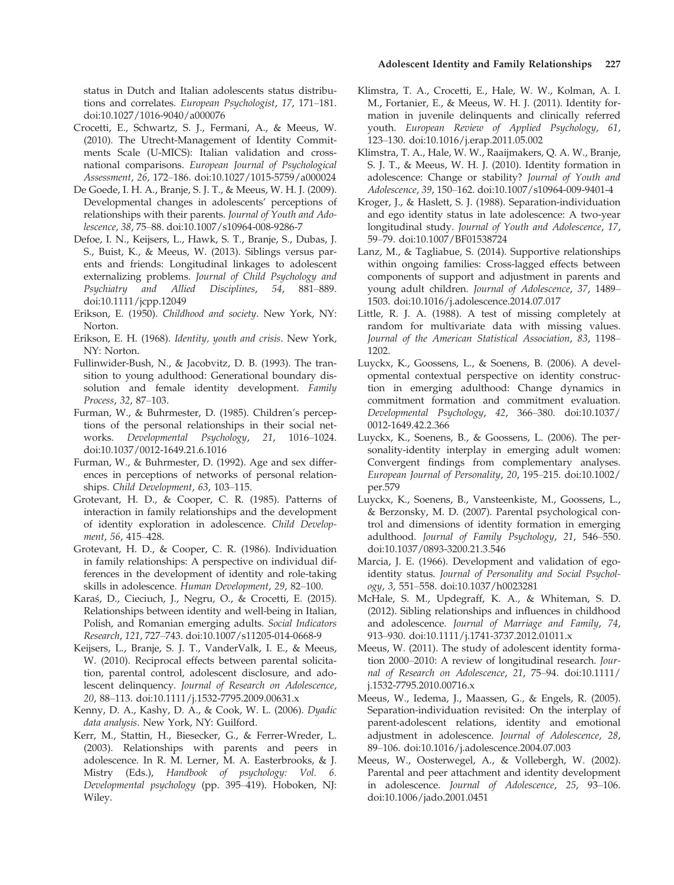status in Dutch and Italian adolescents status distributions and correlates. *European Psychologist*, *17*, 171–181. doi:10.1027/1016-9040/a000076

Crocetti, E., Schwartz, S. J., Fermani, A., & Meeus, W. (2010). The Utrecht-Management of Identity Commitments Scale (U-MICS): Italian validation and cross-national comparisons. *European Journal of Psychological Assessment*, *26*, 172–186. doi:10.1027/1015-5759/a000024

De Goede, I. H. A., Branje, S. J. T., & Meeus, W. H. J. (2009). Developmental changes in adolescents' perceptions of relationships with their parents. *Journal of Youth and Adolescence*, *38*, 75–88. doi:10.1007/s10964-008-9286-7

Defoe, I. N., Keijsers, L., Hawk, S. T., Branje, S., Dubas, J. S., Buist, K., & Meeus, W. (2013). Siblings versus parents and friends: Longitudinal linkages to adolescent externalizing problems. *Journal of Child Psychology and Psychiatry and Allied Disciplines*, *54*, 881–889. doi:10.1111/jcpp.12049

Erikson, E. (1950). *Childhood and society*. New York, NY: Norton.

Erikson, E. H. (1968). *Identity, youth and crisis*. New York, NY: Norton.

Fullinwider-Bush, N., & Jacobvitz, D. B. (1993). The transition to young adulthood: Generational boundary dissolution and female identity development. *Family Process*, *32*, 87–103.

Furman, W., & Buhrmester, D. (1985). Children's perceptions of the personal relationships in their social networks. *Developmental Psychology*, *21*, 1016–1024. doi:10.1037/0012-1649.21.6.1016

Furman, W., & Buhrmester, D. (1992). Age and sex differences in perceptions of networks of personal relationships. *Child Development*, *63*, 103–115.

Grotevant, H. D., & Cooper, C. R. (1985). Patterns of interaction in family relationships and the development of identity exploration in adolescence. *Child Development*, *56*, 415–428.

Grotevant, H. D., & Cooper, C. R. (1986). Individuation in family relationships: A perspective on individual differences in the development of identity and role-taking skills in adolescence. *Human Development*, *29*, 82–100.

Karaś, D., Cieciuch, J., Negru, O., & Crocetti, E. (2015). Relationships between identity and well-being in Italian, Polish, and Romanian emerging adults. *Social Indicators Research*, *121*, 727–743. doi:10.1007/s11205-014-0668-9

Keijsers, L., Branje, S. J. T., VanderValk, I. E., & Meeus, W. (2010). Reciprocal effects between parental solicitation, parental control, adolescent disclosure, and adolescent delinquency. *Journal of Research on Adolescence*, *20*, 88–113. doi:10.1111/j.1532-7795.2009.00631.x

Kenny, D. A., Kashy, D. A., & Cook, W. L. (2006). *Dyadic data analysis*. New York, NY: Guilford.

Kerr, M., Stattin, H., Biesecker, G., & Ferrer-Wreder, L. (2003). Relationships with parents and peers in adolescence. In R. M. Lerner, M. A. Easterbrooks, & J. Mistry (Eds.), *Handbook of psychology: Vol. 6. Developmental psychology* (pp. 395–419). Hoboken, NJ: Wiley.

Klimstra, T. A., Crocetti, E., Hale, W. W., Kolman, A. I. M., Fortanier, E., & Meeus, W. H. J. (2011). Identity formation in juvenile delinquents and clinically referred youth. *European Review of Applied Psychology*, *61*, 123–130. doi:10.1016/j.erap.2011.05.002

Klimstra, T. A., Hale, W. W., Raaijmakers, Q. A. W., Branje, S. J. T., & Meeus, W. H. J. (2010). Identity formation in adolescence: Change or stability? *Journal of Youth and Adolescence*, *39*, 150–162. doi:10.1007/s10964-009-9401-4

Kroger, J., & Haslett, S. J. (1988). Separation-individuation and ego identity status in late adolescence: A two-year longitudinal study. *Journal of Youth and Adolescence*, *17*, 59–79. doi:10.1007/BF01538724

Lanz, M., & Tagliabue, S. (2014). Supportive relationships within ongoing families: Cross-lagged effects between components of support and adjustment in parents and young adult children. *Journal of Adolescence*, *37*, 1489–1503. doi:10.1016/j.adolescence.2014.07.017

Little, R. J. A. (1988). A test of missing completely at random for multivariate data with missing values. *Journal of the American Statistical Association*, *83*, 1198–1202.

Luyckx, K., Goossens, L., & Soenens, B. (2006). A developmental contextual perspective on identity construction in emerging adulthood: Change dynamics in commitment formation and commitment evaluation. *Developmental Psychology*, *42*, 366–380. doi:10.1037/0012-1649.42.2.366

Luyckx, K., Soenens, B., & Goossens, L. (2006). The personality-identity interplay in emerging adult women: Convergent findings from complementary analyses. *European Journal of Personality*, *20*, 195–215. doi:10.1002/per.579

Luyckx, K., Soenens, B., Vansteenkiste, M., Goossens, L., & Berzonsky, M. D. (2007). Parental psychological control and dimensions of identity formation in emerging adulthood. *Journal of Family Psychology*, *21*, 546–550. doi:10.1037/0893-3200.21.3.546

Marcia, J. E. (1966). Development and validation of ego-identity status. *Journal of Personality and Social Psychology*, *3*, 551–558. doi:10.1037/h0023281

McHale, S. M., Updegraff, K. A., & Whiteman, S. D. (2012). Sibling relationships and influences in childhood and adolescence. *Journal of Marriage and Family*, *74*, 913–930. doi:10.1111/j.1741-3737.2012.01011.x

Meeus, W. (2011). The study of adolescent identity formation 2000–2010: A review of longitudinal research. *Journal of Research on Adolescence*, *21*, 75–94. doi:10.1111/j.1532-7795.2010.00716.x

Meeus, W., Iedema, J., Maassen, G., & Engels, R. (2005). Separation-individuation revisited: On the interplay of parent-adolescent relations, identity and emotional adjustment in adolescence. *Journal of Adolescence*, *28*, 89–106. doi:10.1016/j.adolescence.2004.07.003

Meeus, W., Oosterwegel, A., & Vollebergh, W. (2002). Parental and peer attachment and identity development in adolescence. *Journal of Adolescence*, *25*, 93–106. doi:10.1006/jado.2001.0451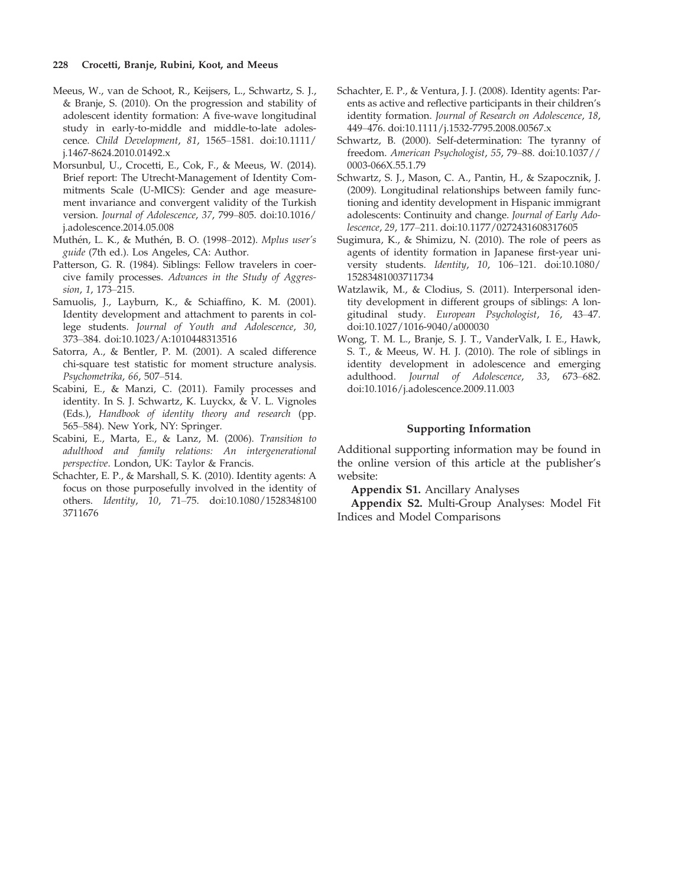Meeus, W., van de Schoot, R., Keijsers, L., Schwartz, S. J., & Branje, S. (2010). On the progression and stability of adolescent identity formation: A five-wave longitudinal study in early-to-middle and middle-to-late adolescence. *Child Development*, *81*, 1565–1581. doi:10.1111/j.1467-8624.2010.01492.x

Morsunbul, U., Crocetti, E., Cok, F., & Meeus, W. (2014). Brief report: The Utrecht-Management of Identity Commitments Scale (U-MICS): Gender and age measurement invariance and convergent validity of the Turkish version. *Journal of Adolescence*, *37*, 799–805. doi:10.1016/j.adolescence.2014.05.008

Muthén, L. K., & Muthén, B. O. (1998–2012). *Mplus user's guide* (7th ed.). Los Angeles, CA: Author.

Patterson, G. R. (1984). Siblings: Fellow travelers in coercive family processes. *Advances in the Study of Aggression*, *1*, 173–215.

Samuolis, J., Layburn, K., & Schiaffino, K. M. (2001). Identity development and attachment to parents in college students. *Journal of Youth and Adolescence*, *30*, 373–384. doi:10.1023/A:1010448313516

Satorra, A., & Bentler, P. M. (2001). A scaled difference chi-square test statistic for moment structure analysis. *Psychometrika*, *66*, 507–514.

Scabini, E., & Manzi, C. (2011). Family processes and identity. In S. J. Schwartz, K. Luyckx, & V. L. Vignoles (Eds.), *Handbook of identity theory and research* (pp. 565–584). New York, NY: Springer.

Scabini, E., Marta, E., & Lanz, M. (2006). *Transition to adulthood and family relations: An intergenerational perspective*. London, UK: Taylor & Francis.

Schachter, E. P., & Marshall, S. K. (2010). Identity agents: A focus on those purposefully involved in the identity of others. *Identity*, *10*, 71–75. doi:10.1080/15283481003711676

Schachter, E. P., & Ventura, J. J. (2008). Identity agents: Parents as active and reflective participants in their children's identity formation. *Journal of Research on Adolescence*, *18*, 449–476. doi:10.1111/j.1532-7795.2008.00567.x

Schwartz, B. (2000). Self-determination: The tyranny of freedom. *American Psychologist*, *55*, 79–88. doi:10.1037//0003-066X.55.1.79

Schwartz, S. J., Mason, C. A., Pantin, H., & Szapocznik, J. (2009). Longitudinal relationships between family functioning and identity development in Hispanic immigrant adolescents: Continuity and change. *Journal of Early Adolescence*, *29*, 177–211. doi:10.1177/0272431608317605

Sugimura, K., & Shimizu, N. (2010). The role of peers as agents of identity formation in Japanese first-year university students. *Identity*, *10*, 106–121. doi:10.1080/15283481003711734

Watzlawik, M., & Clodius, S. (2011). Interpersonal identity development in different groups of siblings: A longitudinal study. *European Psychologist*, *16*, 43–47. doi:10.1027/1016-9040/a000030

Wong, T. M. L., Branje, S. J. T., VanderValk, I. E., Hawk, S. T., & Meeus, W. H. J. (2010). The role of siblings in identity development in adolescence and emerging adulthood. *Journal of Adolescence*, *33*, 673–682. doi:10.1016/j.adolescence.2009.11.003

## Supporting Information

Additional supporting information may be found in the online version of this article at the publisher's website:

**Appendix S1.** Ancillary Analyses

**Appendix S2.** Multi-Group Analyses: Model Fit Indices and Model Comparisons